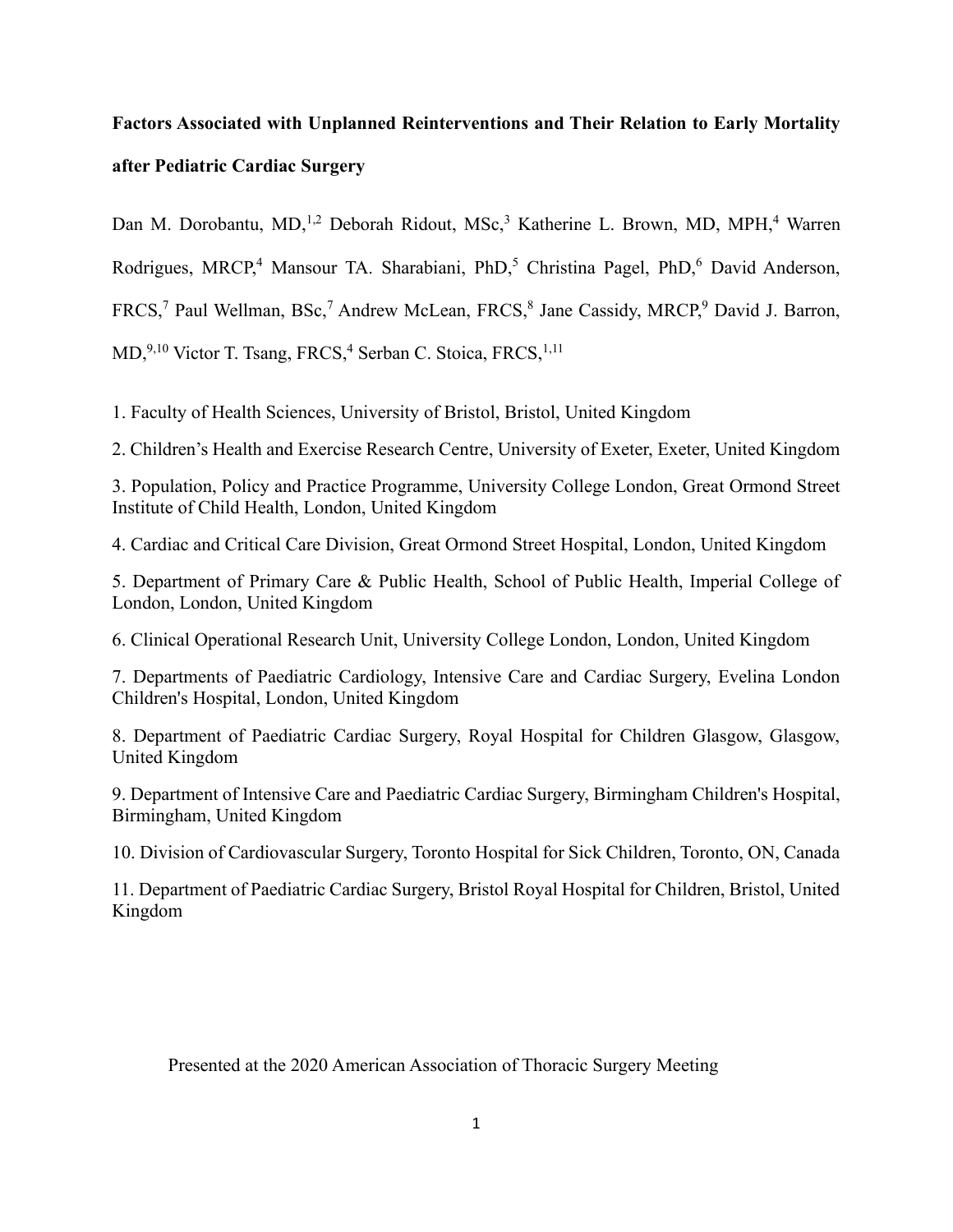# Factors Associated with Unplanned Reinterventions and Their Relation to Early Mortality after Pediatric Cardiac Surgery

Dan M. Dorobantu, MD,[1,2] Deborah Ridout, MSc,[3] Katherine L. Brown, MD, MPH,[4] Warren Rodrigues, MRCP,[4] Mansour TA. Sharabiani, PhD,[5] Christina Pagel, PhD,[6] David Anderson, FRCS,[7] Paul Wellman, BSc,[7] Andrew McLean, FRCS,[8] Jane Cassidy, MRCP,[9] David J. Barron, MD,[9,10] Victor T. Tsang, FRCS,[4] Serban C. Stoica, FRCS,[1,11]

1. Faculty of Health Sciences, University of Bristol, Bristol, United Kingdom

2. Children's Health and Exercise Research Centre, University of Exeter, Exeter, United Kingdom

3. Population, Policy and Practice Programme, University College London, Great Ormond Street Institute of Child Health, London, United Kingdom

4. Cardiac and Critical Care Division, Great Ormond Street Hospital, London, United Kingdom

5. Department of Primary Care & Public Health, School of Public Health, Imperial College of London, London, United Kingdom

6. Clinical Operational Research Unit, University College London, London, United Kingdom

7. Departments of Paediatric Cardiology, Intensive Care and Cardiac Surgery, Evelina London Children's Hospital, London, United Kingdom

8. Department of Paediatric Cardiac Surgery, Royal Hospital for Children Glasgow, Glasgow, United Kingdom

9. Department of Intensive Care and Paediatric Cardiac Surgery, Birmingham Children's Hospital, Birmingham, United Kingdom

10. Division of Cardiovascular Surgery, Toronto Hospital for Sick Children, Toronto, ON, Canada

11. Department of Paediatric Cardiac Surgery, Bristol Royal Hospital for Children, Bristol, United Kingdom

Presented at the 2020 American Association of Thoracic Surgery Meeting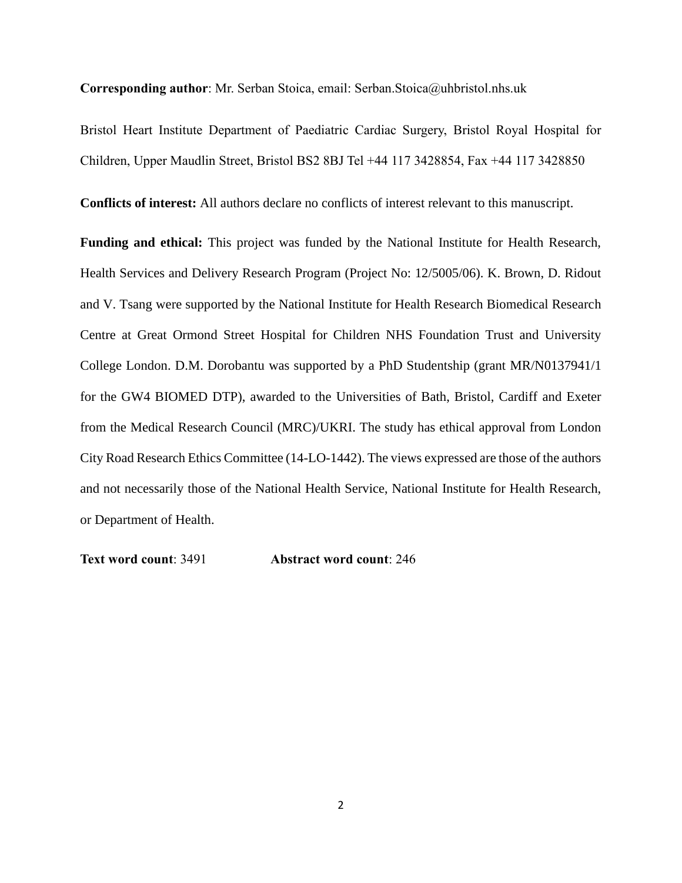**Corresponding author**: Mr. Serban Stoica, email: Serban.Stoica@uhbristol.nhs.uk

Bristol Heart Institute Department of Paediatric Cardiac Surgery, Bristol Royal Hospital for Children, Upper Maudlin Street, Bristol BS2 8BJ Tel +44 117 3428854, Fax +44 117 3428850

**Conflicts of interest:** All authors declare no conflicts of interest relevant to this manuscript.

**Funding and ethical:** This project was funded by the National Institute for Health Research, Health Services and Delivery Research Program (Project No: 12/5005/06). K. Brown, D. Ridout and V. Tsang were supported by the National Institute for Health Research Biomedical Research Centre at Great Ormond Street Hospital for Children NHS Foundation Trust and University College London. D.M. Dorobantu was supported by a PhD Studentship (grant MR/N0137941/1 for the GW4 BIOMED DTP), awarded to the Universities of Bath, Bristol, Cardiff and Exeter from the Medical Research Council (MRC)/UKRI. The study has ethical approval from London City Road Research Ethics Committee (14-LO-1442). The views expressed are those of the authors and not necessarily those of the National Health Service, National Institute for Health Research, or Department of Health.

**Text word count**: 3491 **Abstract word count**: 246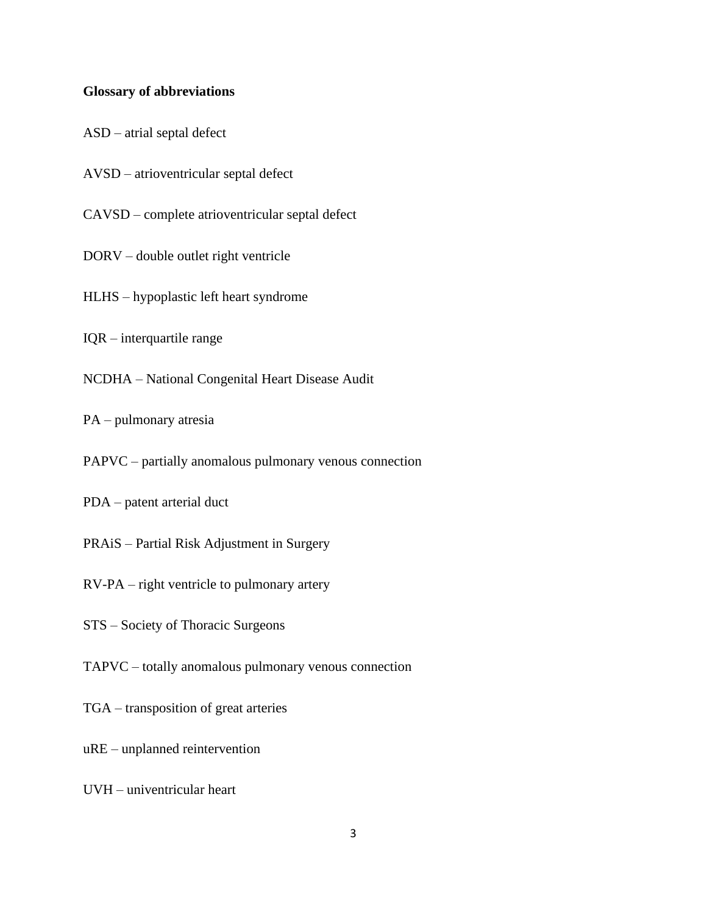**Glossary of abbreviations**

ASD – atrial septal defect

AVSD – atrioventricular septal defect

CAVSD – complete atrioventricular septal defect

DORV – double outlet right ventricle

HLHS – hypoplastic left heart syndrome

IQR – interquartile range

NCDHA – National Congenital Heart Disease Audit

PA – pulmonary atresia

PAPVC – partially anomalous pulmonary venous connection

PDA – patent arterial duct

PRAiS – Partial Risk Adjustment in Surgery

RV-PA – right ventricle to pulmonary artery

STS – Society of Thoracic Surgeons

TAPVC – totally anomalous pulmonary venous connection

TGA – transposition of great arteries

uRE – unplanned reintervention

UVH – univentricular heart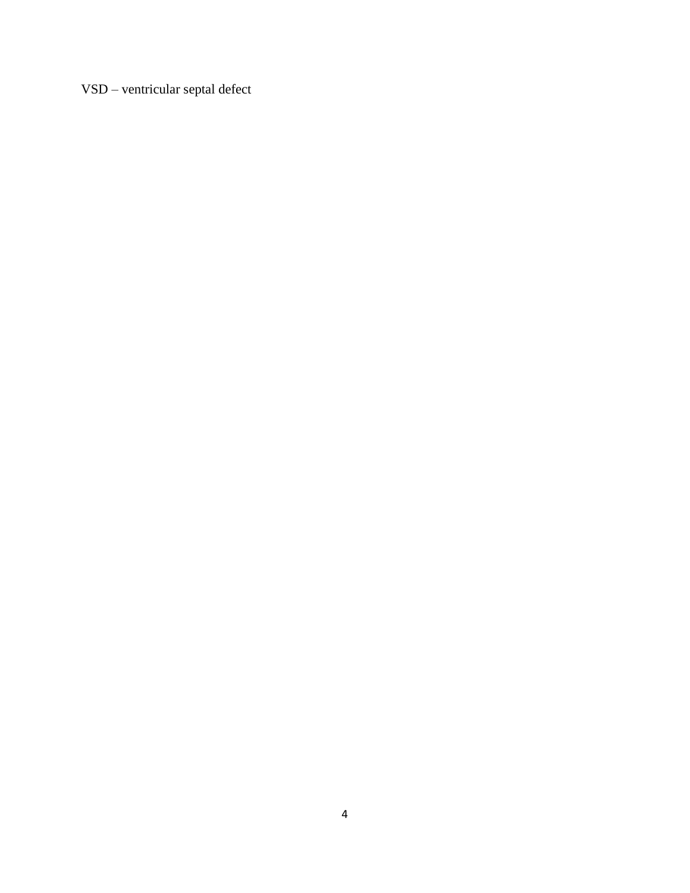VSD – ventricular septal defect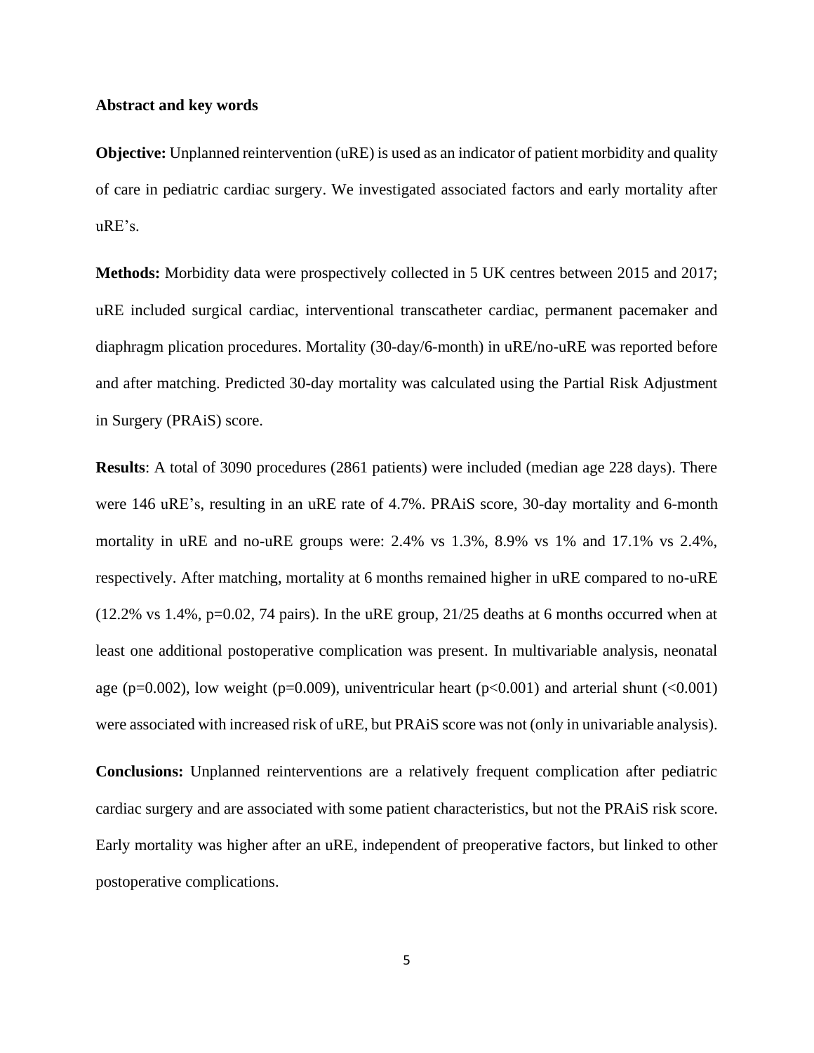**Abstract and key words**

**Objective:** Unplanned reintervention (uRE) is used as an indicator of patient morbidity and quality of care in pediatric cardiac surgery. We investigated associated factors and early mortality after uRE's.

**Methods:** Morbidity data were prospectively collected in 5 UK centres between 2015 and 2017; uRE included surgical cardiac, interventional transcatheter cardiac, permanent pacemaker and diaphragm plication procedures. Mortality (30-day/6-month) in uRE/no-uRE was reported before and after matching. Predicted 30-day mortality was calculated using the Partial Risk Adjustment in Surgery (PRAiS) score.

**Results**: A total of 3090 procedures (2861 patients) were included (median age 228 days). There were 146 uRE's, resulting in an uRE rate of 4.7%. PRAiS score, 30-day mortality and 6-month mortality in uRE and no-uRE groups were: 2.4% vs 1.3%, 8.9% vs 1% and 17.1% vs 2.4%, respectively. After matching, mortality at 6 months remained higher in uRE compared to no-uRE (12.2% vs 1.4%, $p=0.02$, 74 pairs). In the uRE group, 21/25 deaths at 6 months occurred when at least one additional postoperative complication was present. In multivariable analysis, neonatal age ($p=0.002$), low weight ($p=0.009$), univentricular heart ($p<0.001$) and arterial shunt ($<0.001$) were associated with increased risk of uRE, but PRAiS score was not (only in univariable analysis).

**Conclusions:** Unplanned reinterventions are a relatively frequent complication after pediatric cardiac surgery and are associated with some patient characteristics, but not the PRAiS risk score. Early mortality was higher after an uRE, independent of preoperative factors, but linked to other postoperative complications.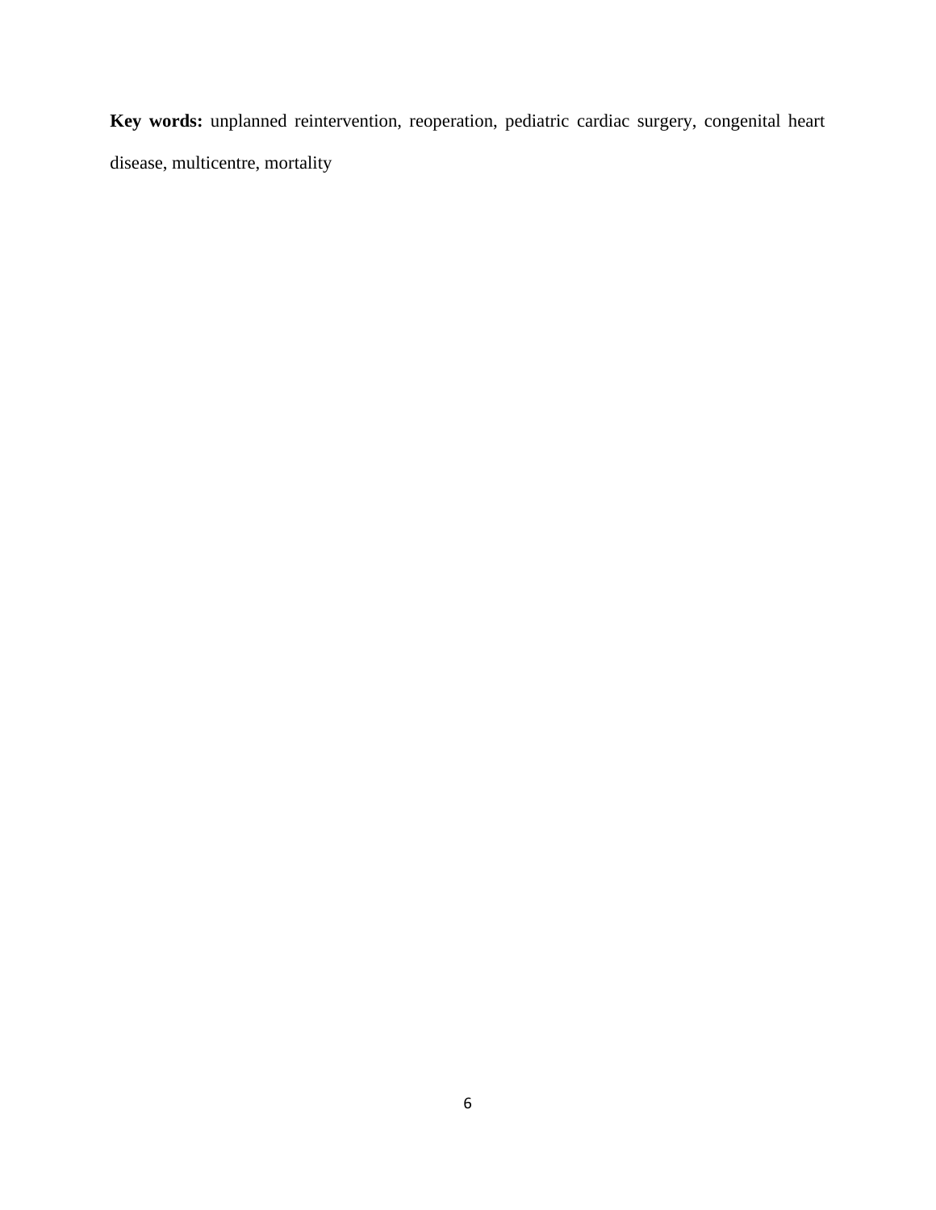**Key words:** unplanned reintervention, reoperation, pediatric cardiac surgery, congenital heart disease, multicentre, mortality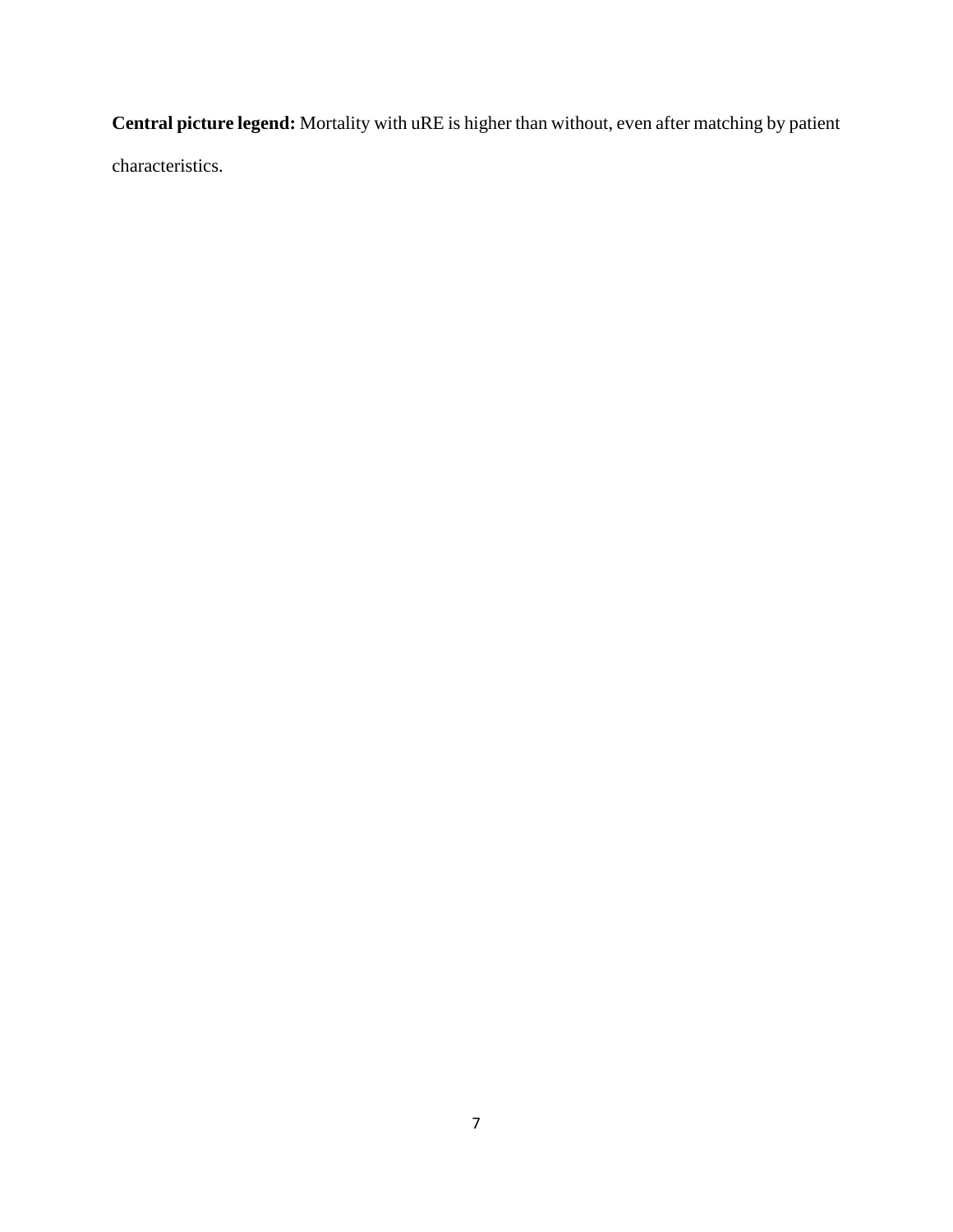**Central picture legend:** Mortality with uRE is higher than without, even after matching by patient characteristics.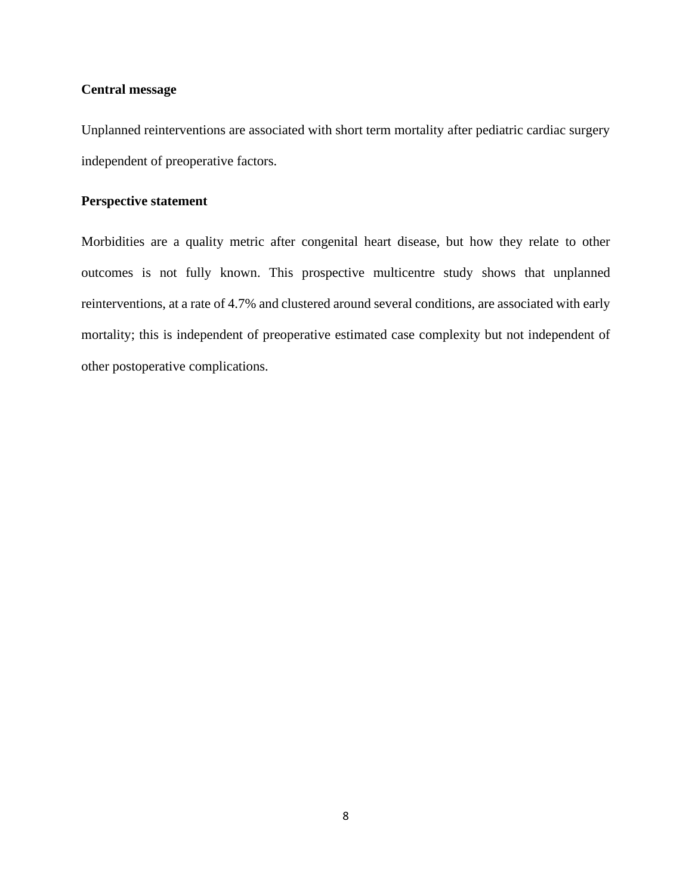**Central message**

Unplanned reinterventions are associated with short term mortality after pediatric cardiac surgery independent of preoperative factors.

**Perspective statement**

Morbidities are a quality metric after congenital heart disease, but how they relate to other outcomes is not fully known. This prospective multicentre study shows that unplanned reinterventions, at a rate of 4.7% and clustered around several conditions, are associated with early mortality; this is independent of preoperative estimated case complexity but not independent of other postoperative complications.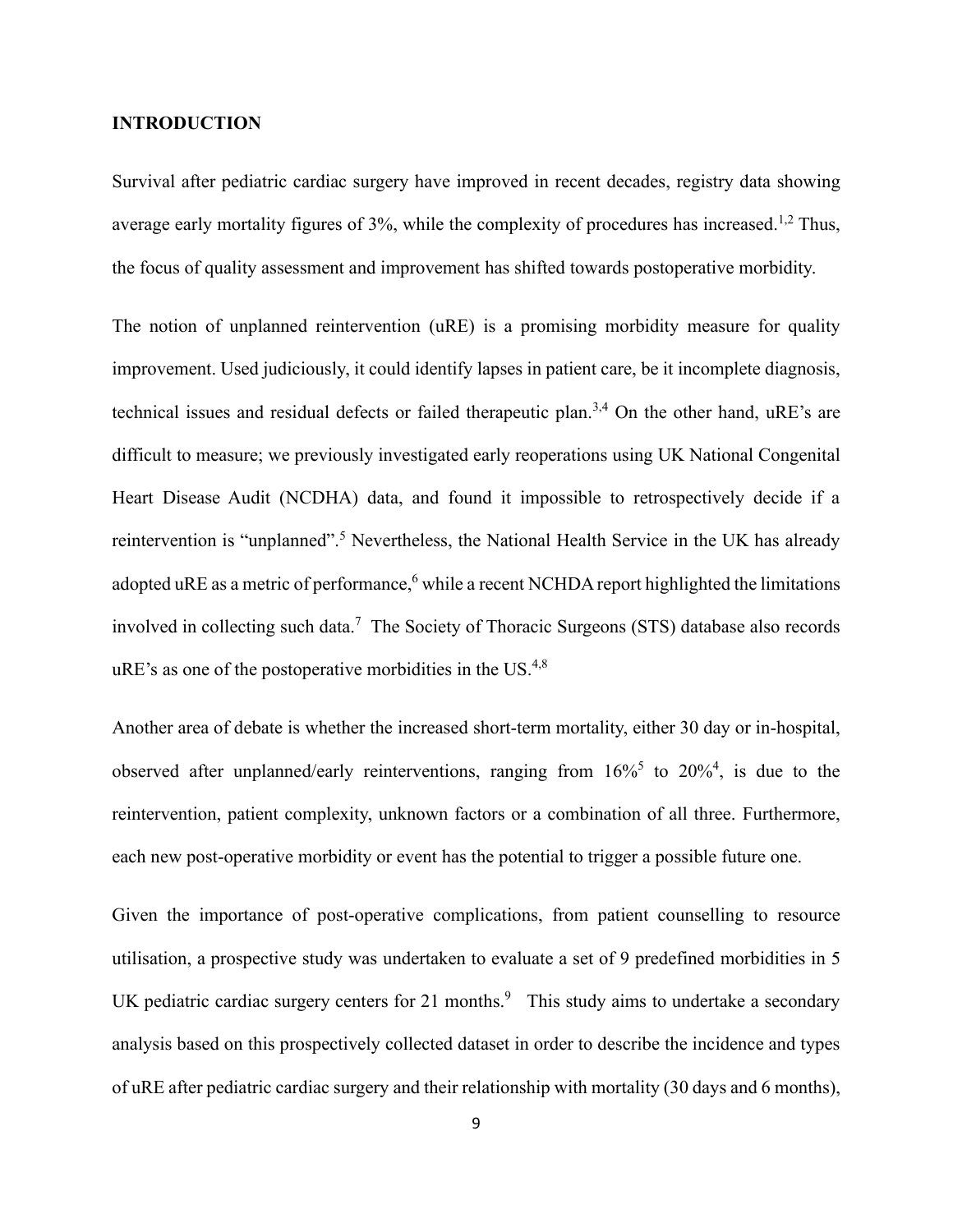## INTRODUCTION

Survival after pediatric cardiac surgery have improved in recent decades, registry data showing average early mortality figures of 3%, while the complexity of procedures has increased.[1,2] Thus, the focus of quality assessment and improvement has shifted towards postoperative morbidity.

The notion of unplanned reintervention (uRE) is a promising morbidity measure for quality improvement. Used judiciously, it could identify lapses in patient care, be it incomplete diagnosis, technical issues and residual defects or failed therapeutic plan.[3,4] On the other hand, uRE's are difficult to measure; we previously investigated early reoperations using UK National Congenital Heart Disease Audit (NCDHA) data, and found it impossible to retrospectively decide if a reintervention is "unplanned".[5] Nevertheless, the National Health Service in the UK has already adopted uRE as a metric of performance,[6] while a recent NCHDA report highlighted the limitations involved in collecting such data.[7] The Society of Thoracic Surgeons (STS) database also records uRE's as one of the postoperative morbidities in the US.[4,8]

Another area of debate is whether the increased short-term mortality, either 30 day or in-hospital, observed after unplanned/early reinterventions, ranging from 16%[5] to 20%[4], is due to the reintervention, patient complexity, unknown factors or a combination of all three. Furthermore, each new post-operative morbidity or event has the potential to trigger a possible future one.

Given the importance of post-operative complications, from patient counselling to resource utilisation, a prospective study was undertaken to evaluate a set of 9 predefined morbidities in 5 UK pediatric cardiac surgery centers for 21 months.[9] This study aims to undertake a secondary analysis based on this prospectively collected dataset in order to describe the incidence and types of uRE after pediatric cardiac surgery and their relationship with mortality (30 days and 6 months),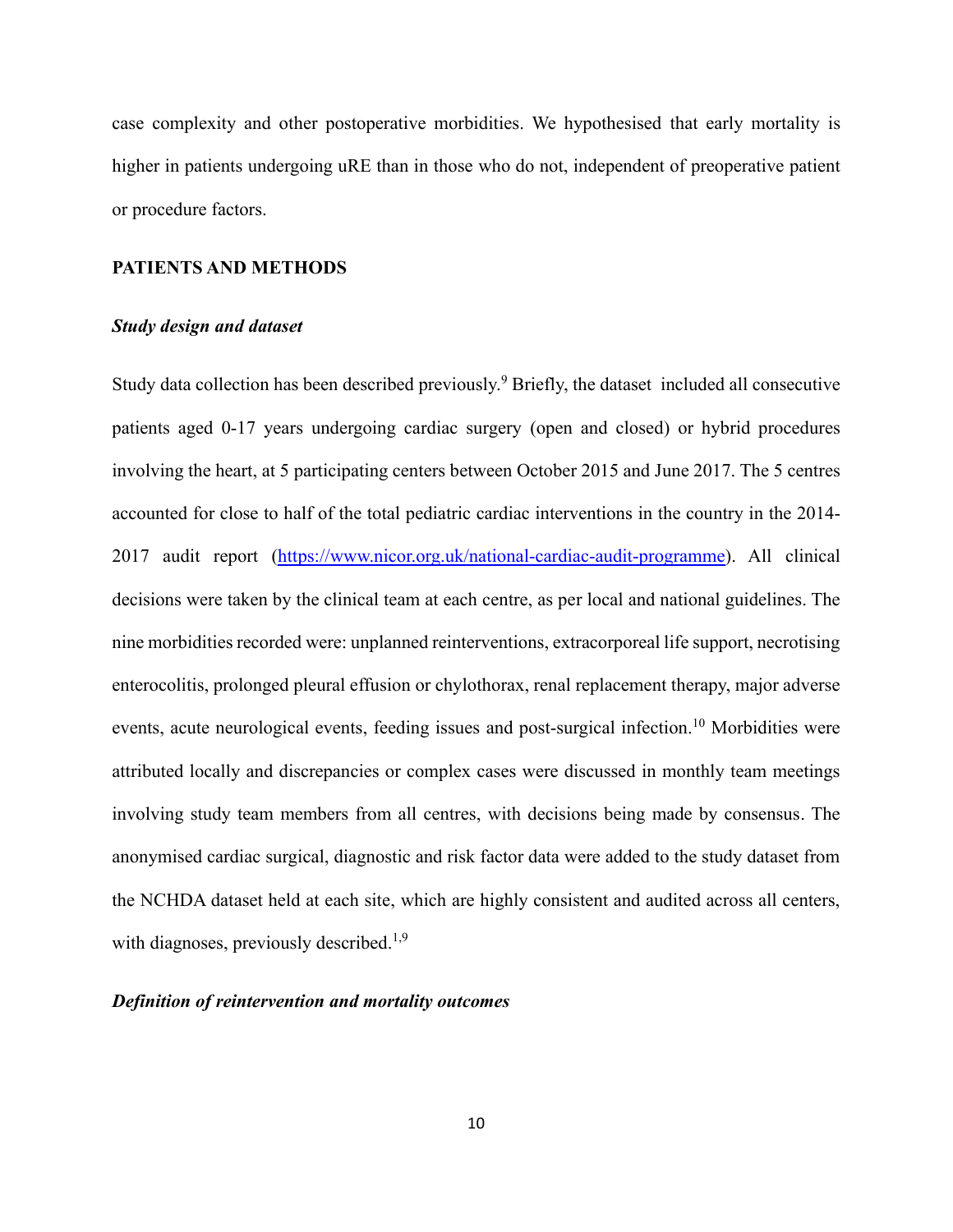case complexity and other postoperative morbidities. We hypothesised that early mortality is higher in patients undergoing uRE than in those who do not, independent of preoperative patient or procedure factors.

## PATIENTS AND METHODS

### *Study design and dataset*

Study data collection has been described previously.[9] Briefly, the dataset included all consecutive patients aged 0-17 years undergoing cardiac surgery (open and closed) or hybrid procedures involving the heart, at 5 participating centers between October 2015 and June 2017. The 5 centres accounted for close to half of the total pediatric cardiac interventions in the country in the 2014-2017 audit report (https://www.nicor.org.uk/national-cardiac-audit-programme). All clinical decisions were taken by the clinical team at each centre, as per local and national guidelines. The nine morbidities recorded were: unplanned reinterventions, extracorporeal life support, necrotising enterocolitis, prolonged pleural effusion or chylothorax, renal replacement therapy, major adverse events, acute neurological events, feeding issues and post-surgical infection.[10] Morbidities were attributed locally and discrepancies or complex cases were discussed in monthly team meetings involving study team members from all centres, with decisions being made by consensus. The anonymised cardiac surgical, diagnostic and risk factor data were added to the study dataset from the NCHDA dataset held at each site, which are highly consistent and audited across all centers, with diagnoses, previously described.[1,9]

### *Definition of reintervention and mortality outcomes*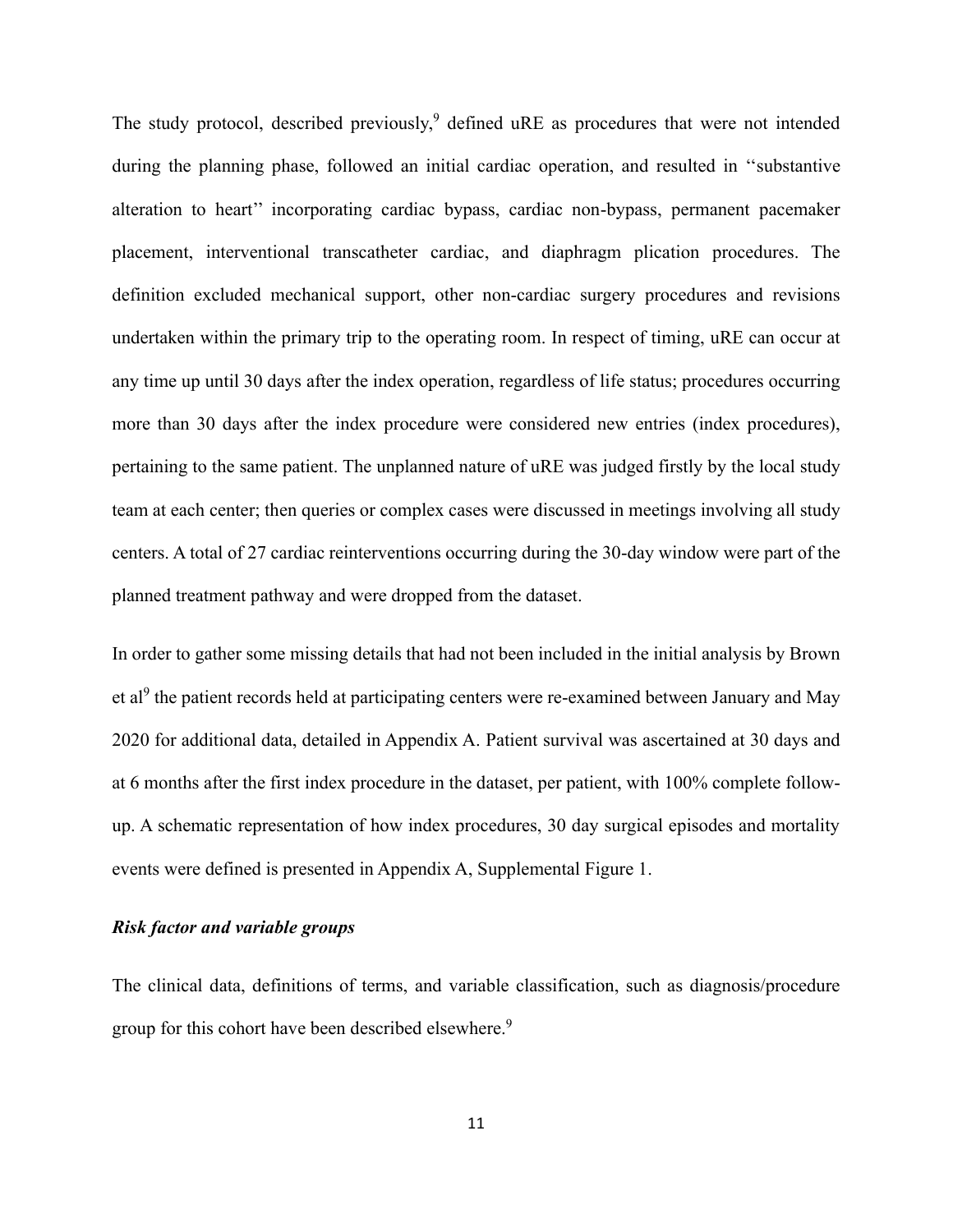The study protocol, described previously,[9] defined uRE as procedures that were not intended during the planning phase, followed an initial cardiac operation, and resulted in ‘‘substantive alteration to heart’’ incorporating cardiac bypass, cardiac non-bypass, permanent pacemaker placement, interventional transcatheter cardiac, and diaphragm plication procedures. The definition excluded mechanical support, other non-cardiac surgery procedures and revisions undertaken within the primary trip to the operating room. In respect of timing, uRE can occur at any time up until 30 days after the index operation, regardless of life status; procedures occurring more than 30 days after the index procedure were considered new entries (index procedures), pertaining to the same patient. The unplanned nature of uRE was judged firstly by the local study team at each center; then queries or complex cases were discussed in meetings involving all study centers. A total of 27 cardiac reinterventions occurring during the 30-day window were part of the planned treatment pathway and were dropped from the dataset.

In order to gather some missing details that had not been included in the initial analysis by Brown et al[9] the patient records held at participating centers were re-examined between January and May 2020 for additional data, detailed in Appendix A. Patient survival was ascertained at 30 days and at 6 months after the first index procedure in the dataset, per patient, with 100% complete follow-up. A schematic representation of how index procedures, 30 day surgical episodes and mortality events were defined is presented in Appendix A, Supplemental Figure 1.

### *Risk factor and variable groups*

The clinical data, definitions of terms, and variable classification, such as diagnosis/procedure group for this cohort have been described elsewhere.[9]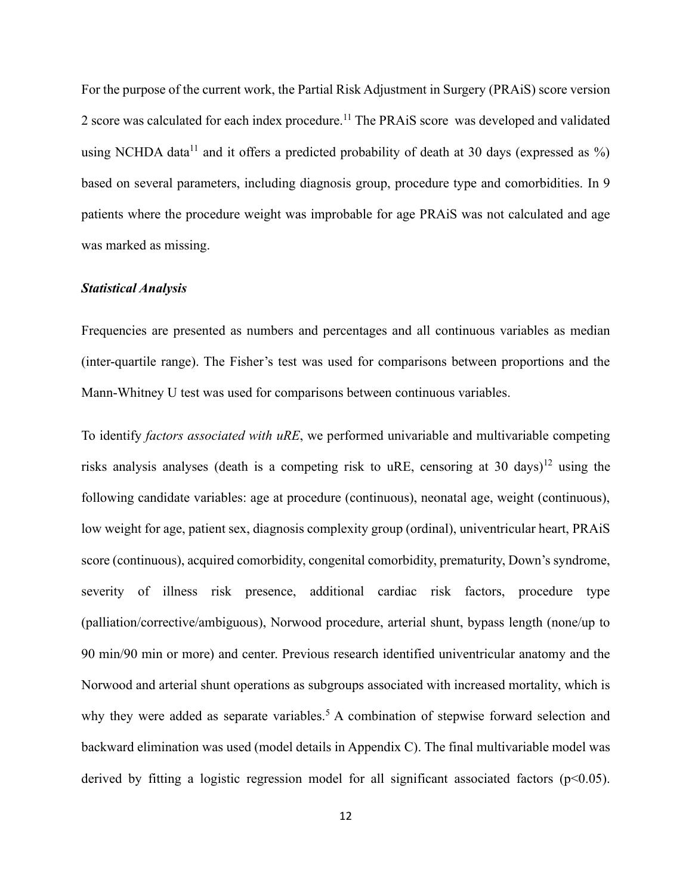For the purpose of the current work, the Partial Risk Adjustment in Surgery (PRAiS) score version 2 score was calculated for each index procedure.[11] The PRAiS score was developed and validated using NCHDA data[11] and it offers a predicted probability of death at 30 days (expressed as %) based on several parameters, including diagnosis group, procedure type and comorbidities. In 9 patients where the procedure weight was improbable for age PRAiS was not calculated and age was marked as missing.

### *Statistical Analysis*

Frequencies are presented as numbers and percentages and all continuous variables as median (inter-quartile range). The Fisher's test was used for comparisons between proportions and the Mann-Whitney U test was used for comparisons between continuous variables.

To identify *factors associated with uRE*, we performed univariable and multivariable competing risks analysis analyses (death is a competing risk to uRE, censoring at 30 days)[12] using the following candidate variables: age at procedure (continuous), neonatal age, weight (continuous), low weight for age, patient sex, diagnosis complexity group (ordinal), univentricular heart, PRAiS score (continuous), acquired comorbidity, congenital comorbidity, prematurity, Down's syndrome, severity of illness risk presence, additional cardiac risk factors, procedure type (palliation/corrective/ambiguous), Norwood procedure, arterial shunt, bypass length (none/up to 90 min/90 min or more) and center. Previous research identified univentricular anatomy and the Norwood and arterial shunt operations as subgroups associated with increased mortality, which is why they were added as separate variables.[5] A combination of stepwise forward selection and backward elimination was used (model details in Appendix C). The final multivariable model was derived by fitting a logistic regression model for all significant associated factors ($p<0.05$).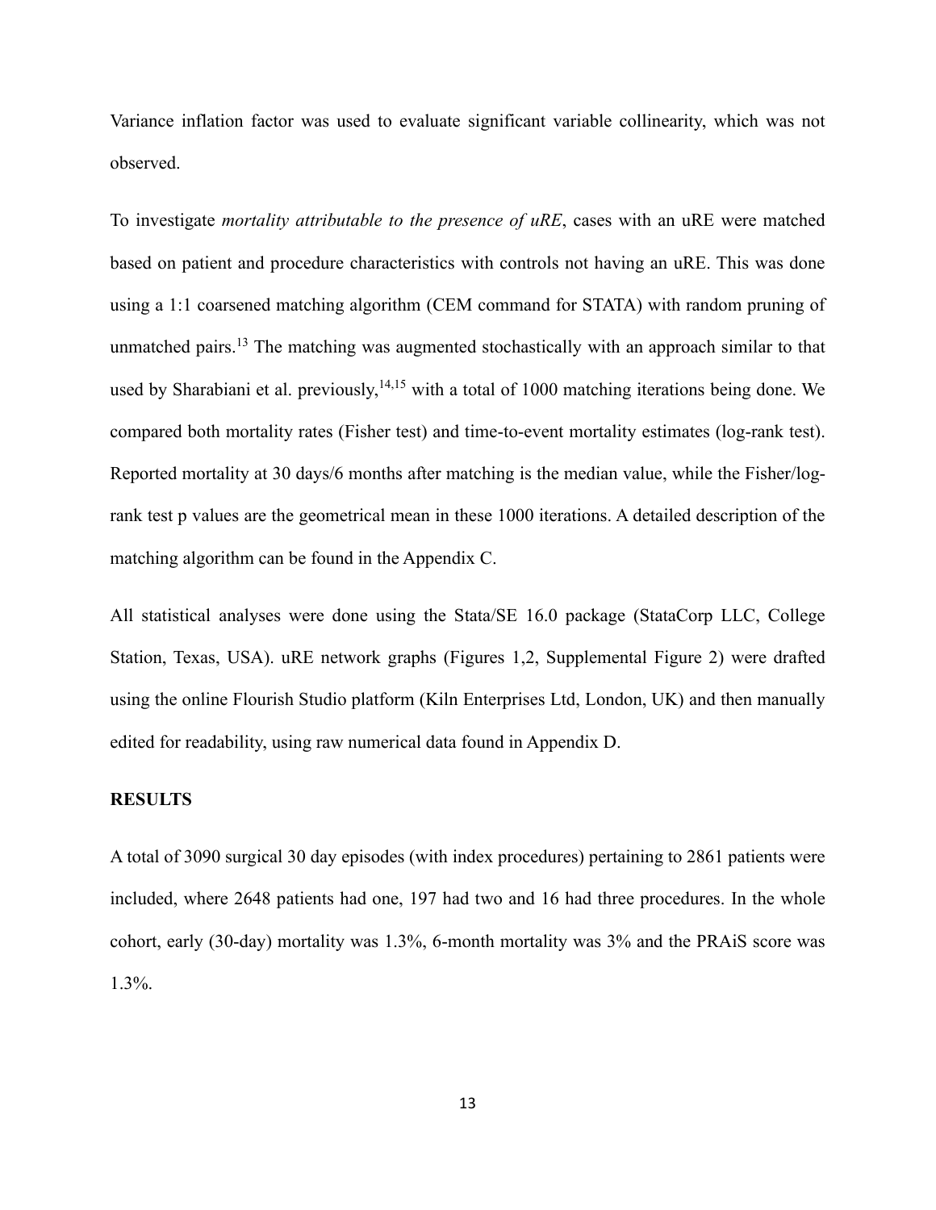Variance inflation factor was used to evaluate significant variable collinearity, which was not observed.

To investigate *mortality attributable to the presence of uRE*, cases with an uRE were matched based on patient and procedure characteristics with controls not having an uRE. This was done using a 1:1 coarsened matching algorithm (CEM command for STATA) with random pruning of unmatched pairs.[13] The matching was augmented stochastically with an approach similar to that used by Sharabiani et al. previously,[14,15] with a total of 1000 matching iterations being done. We compared both mortality rates (Fisher test) and time-to-event mortality estimates (log-rank test). Reported mortality at 30 days/6 months after matching is the median value, while the Fisher/log-rank test p values are the geometrical mean in these 1000 iterations. A detailed description of the matching algorithm can be found in the Appendix C.

All statistical analyses were done using the Stata/SE 16.0 package (StataCorp LLC, College Station, Texas, USA). uRE network graphs (Figures 1,2, Supplemental Figure 2) were drafted using the online Flourish Studio platform (Kiln Enterprises Ltd, London, UK) and then manually edited for readability, using raw numerical data found in Appendix D.

## RESULTS

A total of 3090 surgical 30 day episodes (with index procedures) pertaining to 2861 patients were included, where 2648 patients had one, 197 had two and 16 had three procedures. In the whole cohort, early (30-day) mortality was 1.3%, 6-month mortality was 3% and the PRAiS score was 1.3%.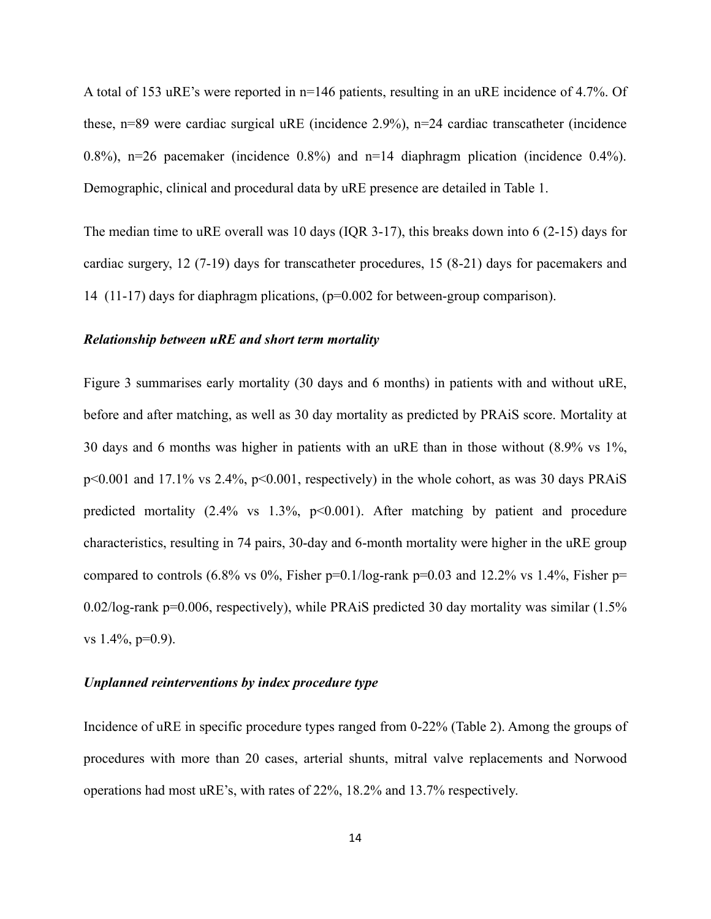A total of 153 uRE's were reported in n=146 patients, resulting in an uRE incidence of 4.7%. Of these, n=89 were cardiac surgical uRE (incidence 2.9%), n=24 cardiac transcatheter (incidence 0.8%), n=26 pacemaker (incidence 0.8%) and n=14 diaphragm plication (incidence 0.4%). Demographic, clinical and procedural data by uRE presence are detailed in Table 1.

The median time to uRE overall was 10 days (IQR 3-17), this breaks down into 6 (2-15) days for cardiac surgery, 12 (7-19) days for transcatheter procedures, 15 (8-21) days for pacemakers and 14 (11-17) days for diaphragm plications, ($p$=0.002 for between-group comparison).

### *Relationship between uRE and short term mortality*

Figure 3 summarises early mortality (30 days and 6 months) in patients with and without uRE, before and after matching, as well as 30 day mortality as predicted by PRAiS score. Mortality at 30 days and 6 months was higher in patients with an uRE than in those without (8.9% vs 1%, $p<0.001$ and 17.1% vs 2.4%, $p<0.001$, respectively) in the whole cohort, as was 30 days PRAiS predicted mortality (2.4% vs 1.3%, $p<0.001$). After matching by patient and procedure characteristics, resulting in 74 pairs, 30-day and 6-month mortality were higher in the uRE group compared to controls (6.8% vs 0%, Fisher $p$=0.1/log-rank $p$=0.03 and 12.2% vs 1.4%, Fisher $p$= 0.02/log-rank $p$=0.006, respectively), while PRAiS predicted 30 day mortality was similar (1.5% vs 1.4%, $p$=0.9).

### *Unplanned reinterventions by index procedure type*

Incidence of uRE in specific procedure types ranged from 0-22% (Table 2). Among the groups of procedures with more than 20 cases, arterial shunts, mitral valve replacements and Norwood operations had most uRE's, with rates of 22%, 18.2% and 13.7% respectively.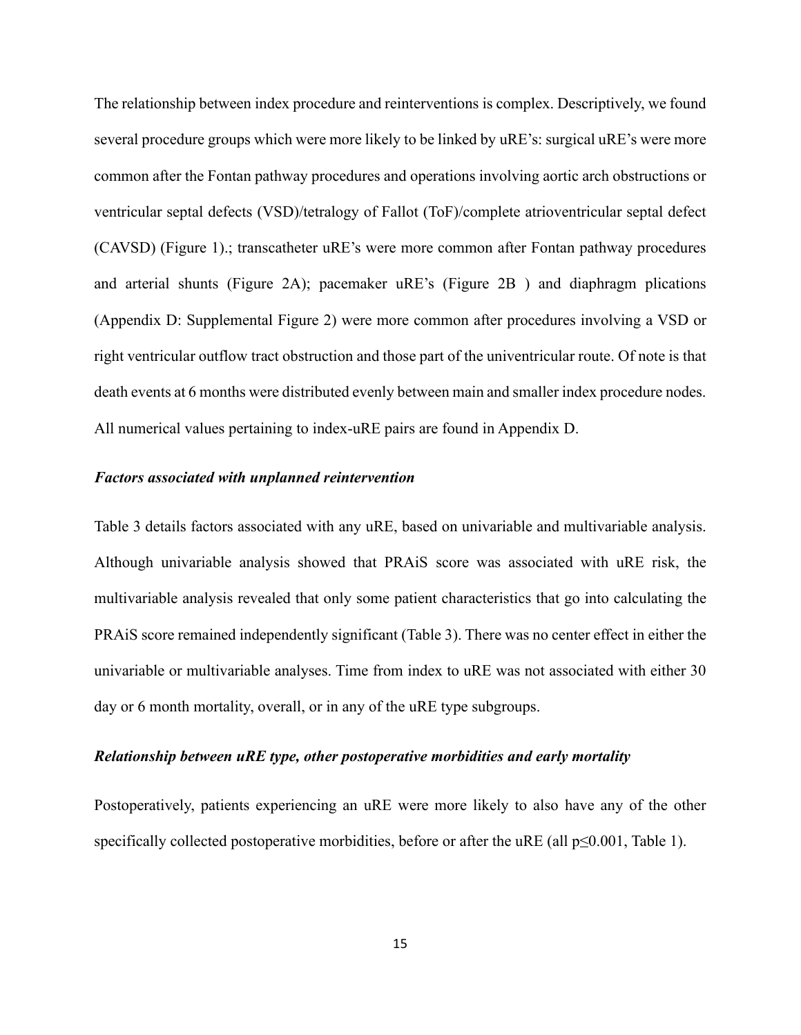The relationship between index procedure and reinterventions is complex. Descriptively, we found several procedure groups which were more likely to be linked by uRE's: surgical uRE's were more common after the Fontan pathway procedures and operations involving aortic arch obstructions or ventricular septal defects (VSD)/tetralogy of Fallot (ToF)/complete atrioventricular septal defect (CAVSD) (Figure 1).; transcatheter uRE's were more common after Fontan pathway procedures and arterial shunts (Figure 2A); pacemaker uRE's (Figure 2B ) and diaphragm plications (Appendix D: Supplemental Figure 2) were more common after procedures involving a VSD or right ventricular outflow tract obstruction and those part of the univentricular route. Of note is that death events at 6 months were distributed evenly between main and smaller index procedure nodes. All numerical values pertaining to index-uRE pairs are found in Appendix D.

### *Factors associated with unplanned reintervention*

Table 3 details factors associated with any uRE, based on univariable and multivariable analysis. Although univariable analysis showed that PRAiS score was associated with uRE risk, the multivariable analysis revealed that only some patient characteristics that go into calculating the PRAiS score remained independently significant (Table 3). There was no center effect in either the univariable or multivariable analyses. Time from index to uRE was not associated with either 30 day or 6 month mortality, overall, or in any of the uRE type subgroups.

### *Relationship between uRE type, other postoperative morbidities and early mortality*

Postoperatively, patients experiencing an uRE were more likely to also have any of the other specifically collected postoperative morbidities, before or after the uRE (all $p \leq 0.001$, Table 1).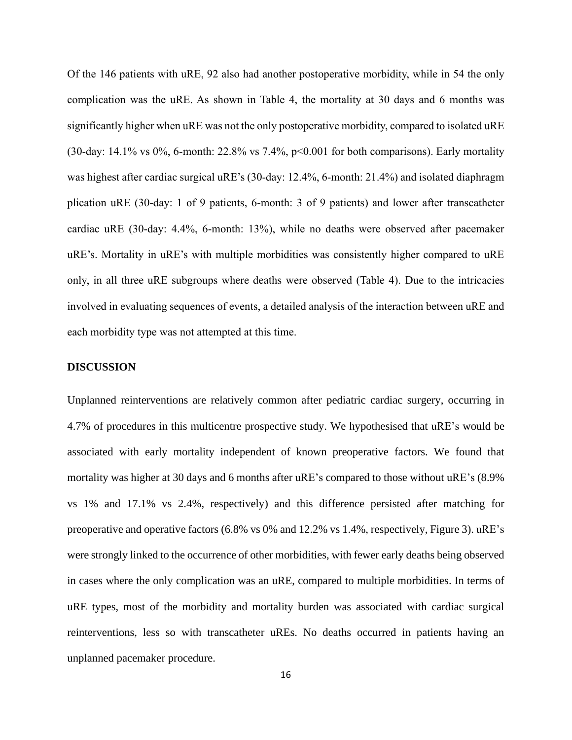Of the 146 patients with uRE, 92 also had another postoperative morbidity, while in 54 the only complication was the uRE. As shown in Table 4, the mortality at 30 days and 6 months was significantly higher when uRE was not the only postoperative morbidity, compared to isolated uRE (30-day: 14.1% vs 0%, 6-month: 22.8% vs 7.4%, $p<0.001$ for both comparisons). Early mortality was highest after cardiac surgical uRE's (30-day: 12.4%, 6-month: 21.4%) and isolated diaphragm plication uRE (30-day: 1 of 9 patients, 6-month: 3 of 9 patients) and lower after transcatheter cardiac uRE (30-day: 4.4%, 6-month: 13%), while no deaths were observed after pacemaker uRE's. Mortality in uRE's with multiple morbidities was consistently higher compared to uRE only, in all three uRE subgroups where deaths were observed (Table 4). Due to the intricacies involved in evaluating sequences of events, a detailed analysis of the interaction between uRE and each morbidity type was not attempted at this time.

## DISCUSSION

Unplanned reinterventions are relatively common after pediatric cardiac surgery, occurring in 4.7% of procedures in this multicentre prospective study. We hypothesised that uRE's would be associated with early mortality independent of known preoperative factors. We found that mortality was higher at 30 days and 6 months after uRE's compared to those without uRE's (8.9% vs 1% and 17.1% vs 2.4%, respectively) and this difference persisted after matching for preoperative and operative factors (6.8% vs 0% and 12.2% vs 1.4%, respectively, Figure 3). uRE's were strongly linked to the occurrence of other morbidities, with fewer early deaths being observed in cases where the only complication was an uRE, compared to multiple morbidities. In terms of uRE types, most of the morbidity and mortality burden was associated with cardiac surgical reinterventions, less so with transcatheter uREs. No deaths occurred in patients having an unplanned pacemaker procedure.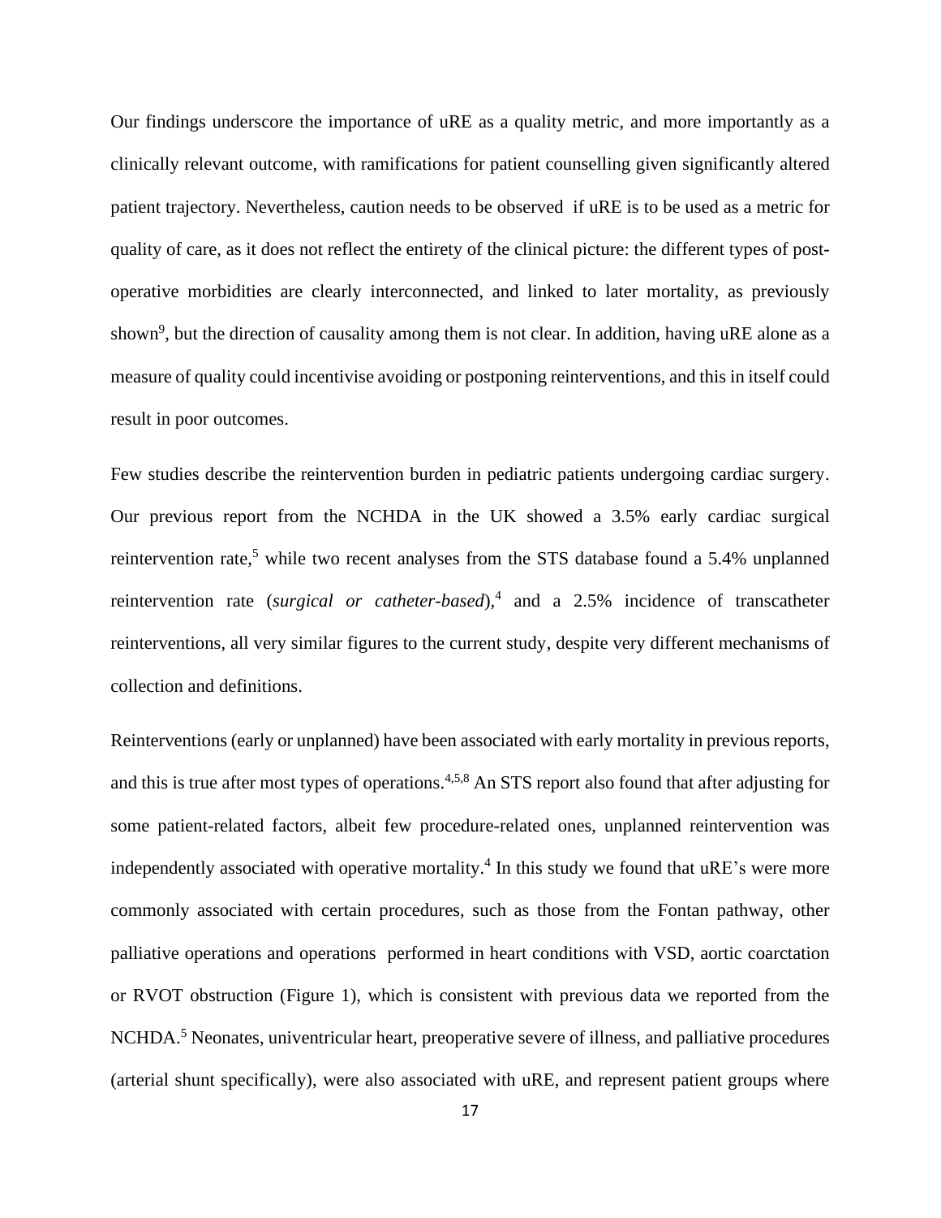Our findings underscore the importance of uRE as a quality metric, and more importantly as a clinically relevant outcome, with ramifications for patient counselling given significantly altered patient trajectory. Nevertheless, caution needs to be observed if uRE is to be used as a metric for quality of care, as it does not reflect the entirety of the clinical picture: the different types of post-operative morbidities are clearly interconnected, and linked to later mortality, as previously shown[9], but the direction of causality among them is not clear. In addition, having uRE alone as a measure of quality could incentivise avoiding or postponing reinterventions, and this in itself could result in poor outcomes.

Few studies describe the reintervention burden in pediatric patients undergoing cardiac surgery. Our previous report from the NCHDA in the UK showed a 3.5% early cardiac surgical reintervention rate,[5] while two recent analyses from the STS database found a 5.4% unplanned reintervention rate (*surgical or catheter-based*),[4] and a 2.5% incidence of transcatheter reinterventions, all very similar figures to the current study, despite very different mechanisms of collection and definitions.

Reinterventions (early or unplanned) have been associated with early mortality in previous reports, and this is true after most types of operations.[4,5,8] An STS report also found that after adjusting for some patient-related factors, albeit few procedure-related ones, unplanned reintervention was independently associated with operative mortality.[4] In this study we found that uRE's were more commonly associated with certain procedures, such as those from the Fontan pathway, other palliative operations and operations performed in heart conditions with VSD, aortic coarctation or RVOT obstruction (Figure 1), which is consistent with previous data we reported from the NCHDA.[5] Neonates, univentricular heart, preoperative severe of illness, and palliative procedures (arterial shunt specifically), were also associated with uRE, and represent patient groups where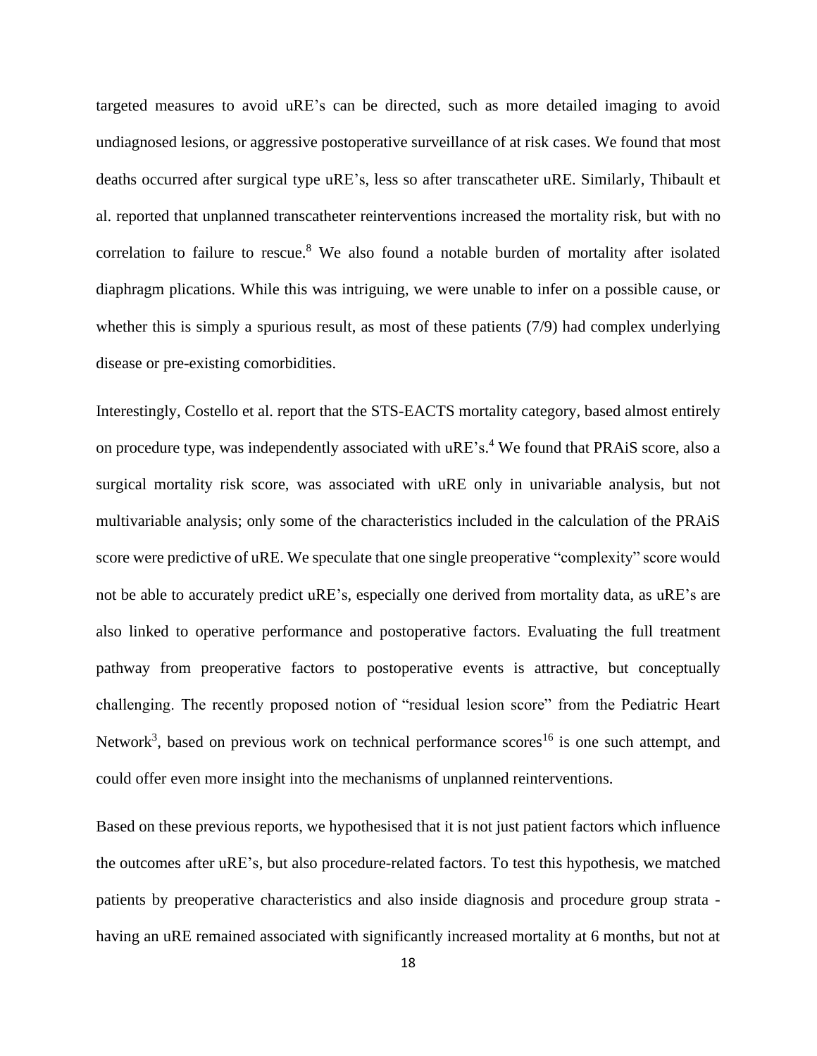targeted measures to avoid uRE's can be directed, such as more detailed imaging to avoid undiagnosed lesions, or aggressive postoperative surveillance of at risk cases. We found that most deaths occurred after surgical type uRE's, less so after transcatheter uRE. Similarly, Thibault et al. reported that unplanned transcatheter reinterventions increased the mortality risk, but with no correlation to failure to rescue.[8] We also found a notable burden of mortality after isolated diaphragm plications. While this was intriguing, we were unable to infer on a possible cause, or whether this is simply a spurious result, as most of these patients (7/9) had complex underlying disease or pre-existing comorbidities.

Interestingly, Costello et al. report that the STS-EACTS mortality category, based almost entirely on procedure type, was independently associated with uRE's.[4] We found that PRAiS score, also a surgical mortality risk score, was associated with uRE only in univariable analysis, but not multivariable analysis; only some of the characteristics included in the calculation of the PRAiS score were predictive of uRE. We speculate that one single preoperative "complexity" score would not be able to accurately predict uRE's, especially one derived from mortality data, as uRE's are also linked to operative performance and postoperative factors. Evaluating the full treatment pathway from preoperative factors to postoperative events is attractive, but conceptually challenging. The recently proposed notion of "residual lesion score" from the Pediatric Heart Network[3], based on previous work on technical performance scores[16] is one such attempt, and could offer even more insight into the mechanisms of unplanned reinterventions.

Based on these previous reports, we hypothesised that it is not just patient factors which influence the outcomes after uRE's, but also procedure-related factors. To test this hypothesis, we matched patients by preoperative characteristics and also inside diagnosis and procedure group strata - having an uRE remained associated with significantly increased mortality at 6 months, but not at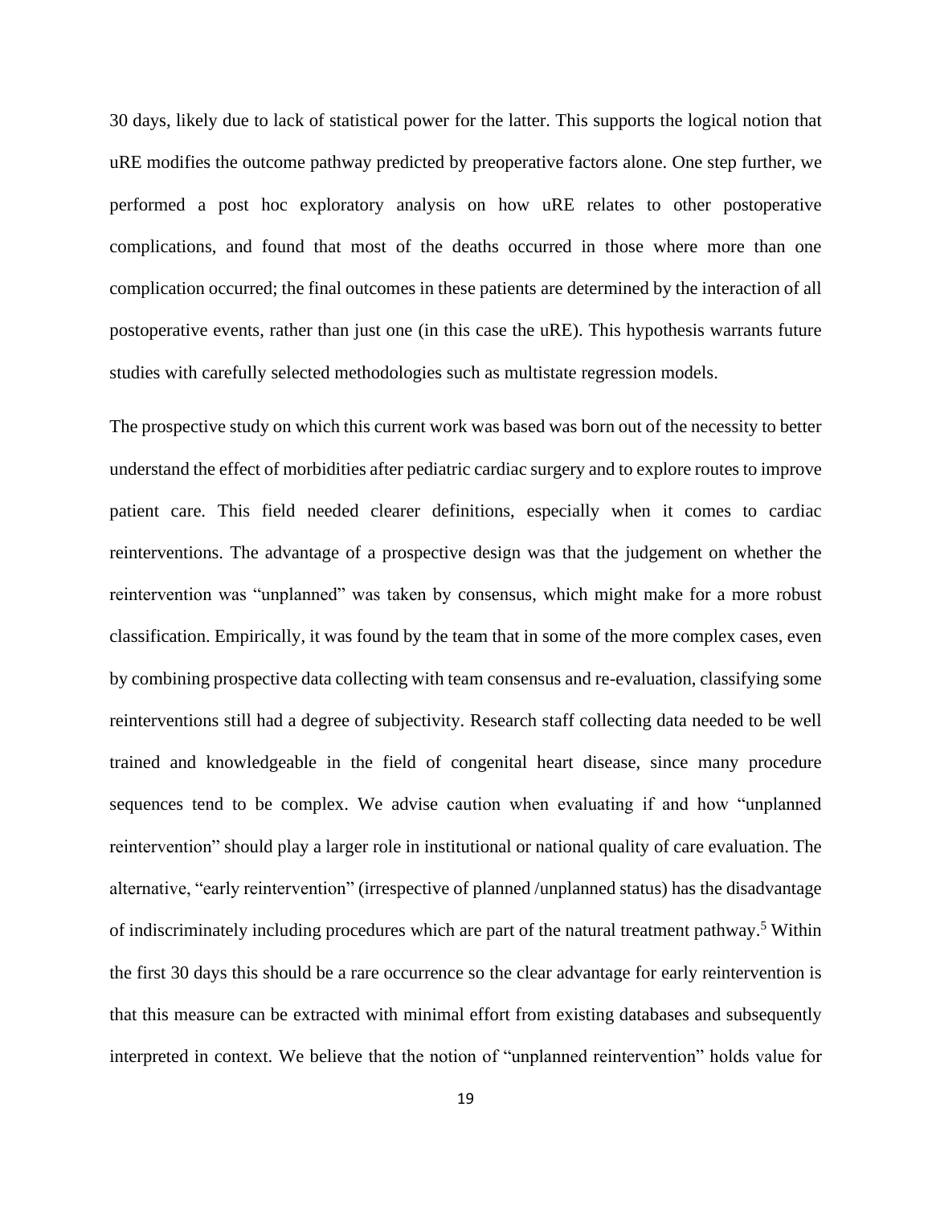30 days, likely due to lack of statistical power for the latter. This supports the logical notion that uRE modifies the outcome pathway predicted by preoperative factors alone. One step further, we performed a post hoc exploratory analysis on how uRE relates to other postoperative complications, and found that most of the deaths occurred in those where more than one complication occurred; the final outcomes in these patients are determined by the interaction of all postoperative events, rather than just one (in this case the uRE). This hypothesis warrants future studies with carefully selected methodologies such as multistate regression models.

The prospective study on which this current work was based was born out of the necessity to better understand the effect of morbidities after pediatric cardiac surgery and to explore routes to improve patient care. This field needed clearer definitions, especially when it comes to cardiac reinterventions. The advantage of a prospective design was that the judgement on whether the reintervention was "unplanned" was taken by consensus, which might make for a more robust classification. Empirically, it was found by the team that in some of the more complex cases, even by combining prospective data collecting with team consensus and re-evaluation, classifying some reinterventions still had a degree of subjectivity. Research staff collecting data needed to be well trained and knowledgeable in the field of congenital heart disease, since many procedure sequences tend to be complex. We advise caution when evaluating if and how "unplanned reintervention" should play a larger role in institutional or national quality of care evaluation. The alternative, "early reintervention" (irrespective of planned /unplanned status) has the disadvantage of indiscriminately including procedures which are part of the natural treatment pathway.[5] Within the first 30 days this should be a rare occurrence so the clear advantage for early reintervention is that this measure can be extracted with minimal effort from existing databases and subsequently interpreted in context. We believe that the notion of "unplanned reintervention" holds value for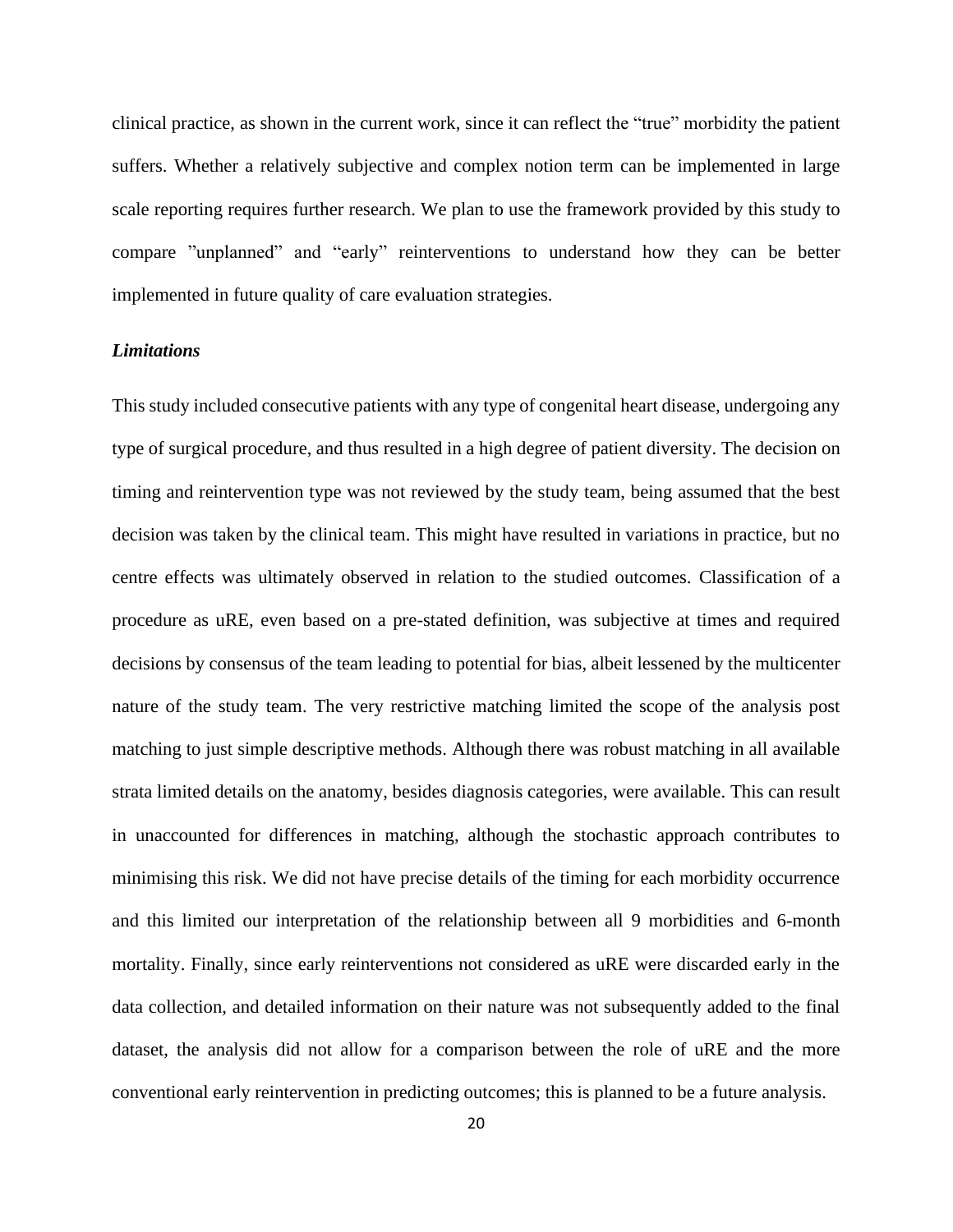clinical practice, as shown in the current work, since it can reflect the "true" morbidity the patient suffers. Whether a relatively subjective and complex notion term can be implemented in large scale reporting requires further research. We plan to use the framework provided by this study to compare "unplanned" and "early" reinterventions to understand how they can be better implemented in future quality of care evaluation strategies.

### *Limitations*

This study included consecutive patients with any type of congenital heart disease, undergoing any type of surgical procedure, and thus resulted in a high degree of patient diversity. The decision on timing and reintervention type was not reviewed by the study team, being assumed that the best decision was taken by the clinical team. This might have resulted in variations in practice, but no centre effects was ultimately observed in relation to the studied outcomes. Classification of a procedure as uRE, even based on a pre-stated definition, was subjective at times and required decisions by consensus of the team leading to potential for bias, albeit lessened by the multicenter nature of the study team. The very restrictive matching limited the scope of the analysis post matching to just simple descriptive methods. Although there was robust matching in all available strata limited details on the anatomy, besides diagnosis categories, were available. This can result in unaccounted for differences in matching, although the stochastic approach contributes to minimising this risk. We did not have precise details of the timing for each morbidity occurrence and this limited our interpretation of the relationship between all 9 morbidities and 6-month mortality. Finally, since early reinterventions not considered as uRE were discarded early in the data collection, and detailed information on their nature was not subsequently added to the final dataset, the analysis did not allow for a comparison between the role of uRE and the more conventional early reintervention in predicting outcomes; this is planned to be a future analysis.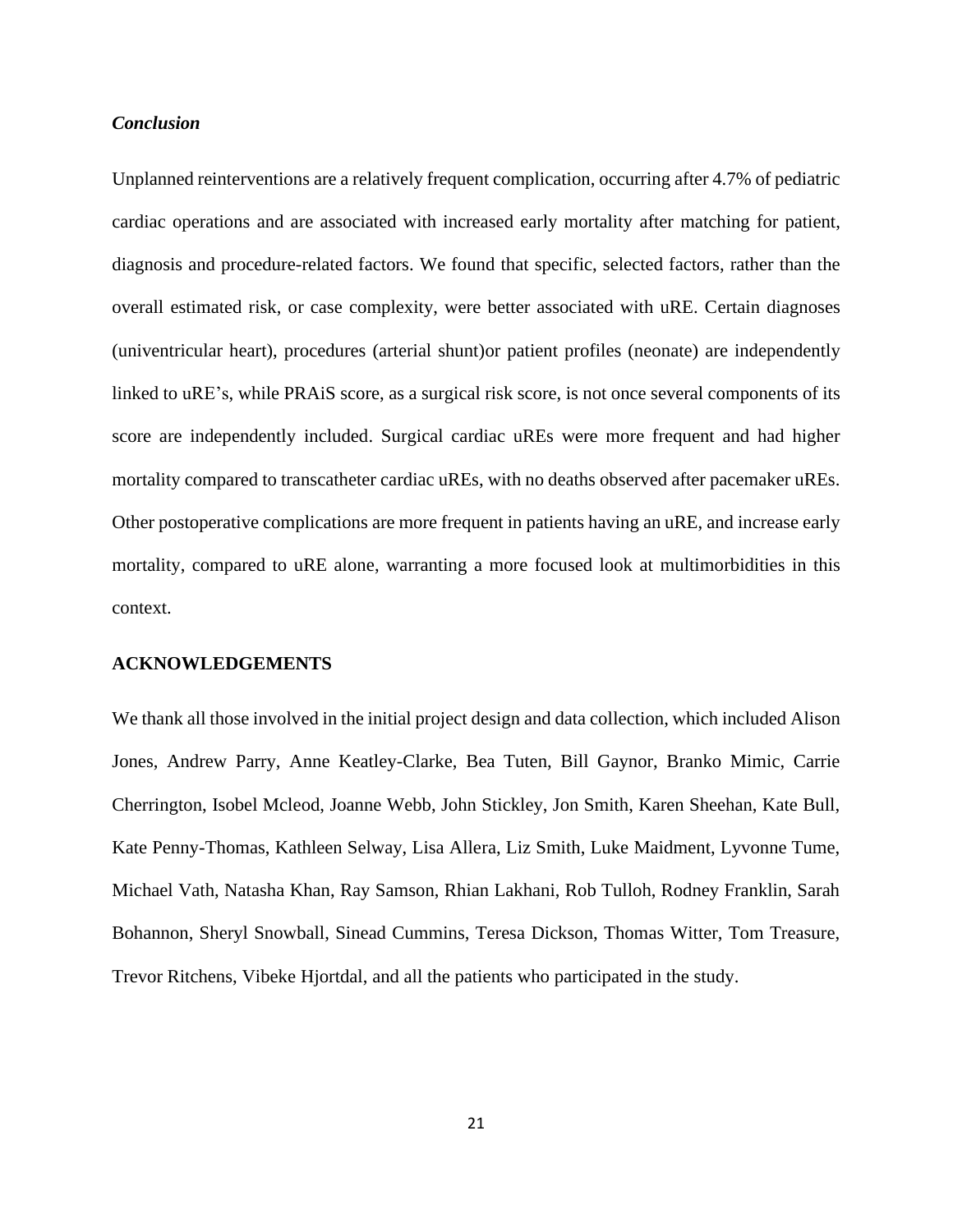### *Conclusion*

Unplanned reinterventions are a relatively frequent complication, occurring after 4.7% of pediatric cardiac operations and are associated with increased early mortality after matching for patient, diagnosis and procedure-related factors. We found that specific, selected factors, rather than the overall estimated risk, or case complexity, were better associated with uRE. Certain diagnoses (univentricular heart), procedures (arterial shunt)or patient profiles (neonate) are independently linked to uRE's, while PRAiS score, as a surgical risk score, is not once several components of its score are independently included. Surgical cardiac uREs were more frequent and had higher mortality compared to transcatheter cardiac uREs, with no deaths observed after pacemaker uREs. Other postoperative complications are more frequent in patients having an uRE, and increase early mortality, compared to uRE alone, warranting a more focused look at multimorbidities in this context.

## ACKNOWLEDGEMENTS

We thank all those involved in the initial project design and data collection, which included Alison Jones, Andrew Parry, Anne Keatley-Clarke, Bea Tuten, Bill Gaynor, Branko Mimic, Carrie Cherrington, Isobel Mcleod, Joanne Webb, John Stickley, Jon Smith, Karen Sheehan, Kate Bull, Kate Penny-Thomas, Kathleen Selway, Lisa Allera, Liz Smith, Luke Maidment, Lyvonne Tume, Michael Vath, Natasha Khan, Ray Samson, Rhian Lakhani, Rob Tulloh, Rodney Franklin, Sarah Bohannon, Sheryl Snowball, Sinead Cummins, Teresa Dickson, Thomas Witter, Tom Treasure, Trevor Ritchens, Vibeke Hjortdal, and all the patients who participated in the study.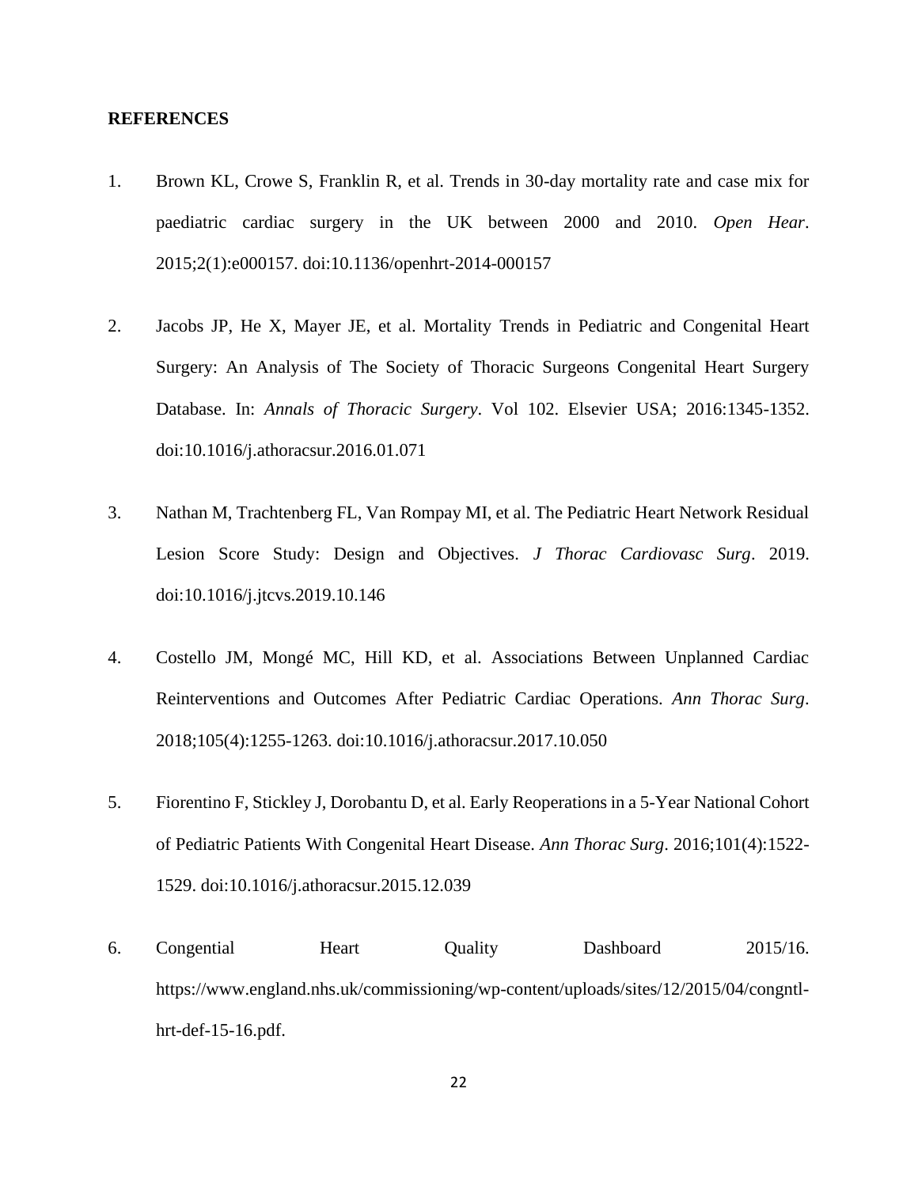**REFERENCES**

1. Brown KL, Crowe S, Franklin R, et al. Trends in 30-day mortality rate and case mix for paediatric cardiac surgery in the UK between 2000 and 2010. *Open Hear*. 2015;2(1):e000157. doi:10.1136/openhrt-2014-000157

2. Jacobs JP, He X, Mayer JE, et al. Mortality Trends in Pediatric and Congenital Heart Surgery: An Analysis of The Society of Thoracic Surgeons Congenital Heart Surgery Database. In: *Annals of Thoracic Surgery*. Vol 102. Elsevier USA; 2016:1345-1352. doi:10.1016/j.athoracsur.2016.01.071

3. Nathan M, Trachtenberg FL, Van Rompay MI, et al. The Pediatric Heart Network Residual Lesion Score Study: Design and Objectives. *J Thorac Cardiovasc Surg*. 2019. doi:10.1016/j.jtcvs.2019.10.146

4. Costello JM, Mongé MC, Hill KD, et al. Associations Between Unplanned Cardiac Reinterventions and Outcomes After Pediatric Cardiac Operations. *Ann Thorac Surg*. 2018;105(4):1255-1263. doi:10.1016/j.athoracsur.2017.10.050

5. Fiorentino F, Stickley J, Dorobantu D, et al. Early Reoperations in a 5-Year National Cohort of Pediatric Patients With Congenital Heart Disease. *Ann Thorac Surg*. 2016;101(4):1522-1529. doi:10.1016/j.athoracsur.2015.12.039

6. Congential Heart Quality Dashboard 2015/16. https://www.england.nhs.uk/commissioning/wp-content/uploads/sites/12/2015/04/congntl-hrt-def-15-16.pdf.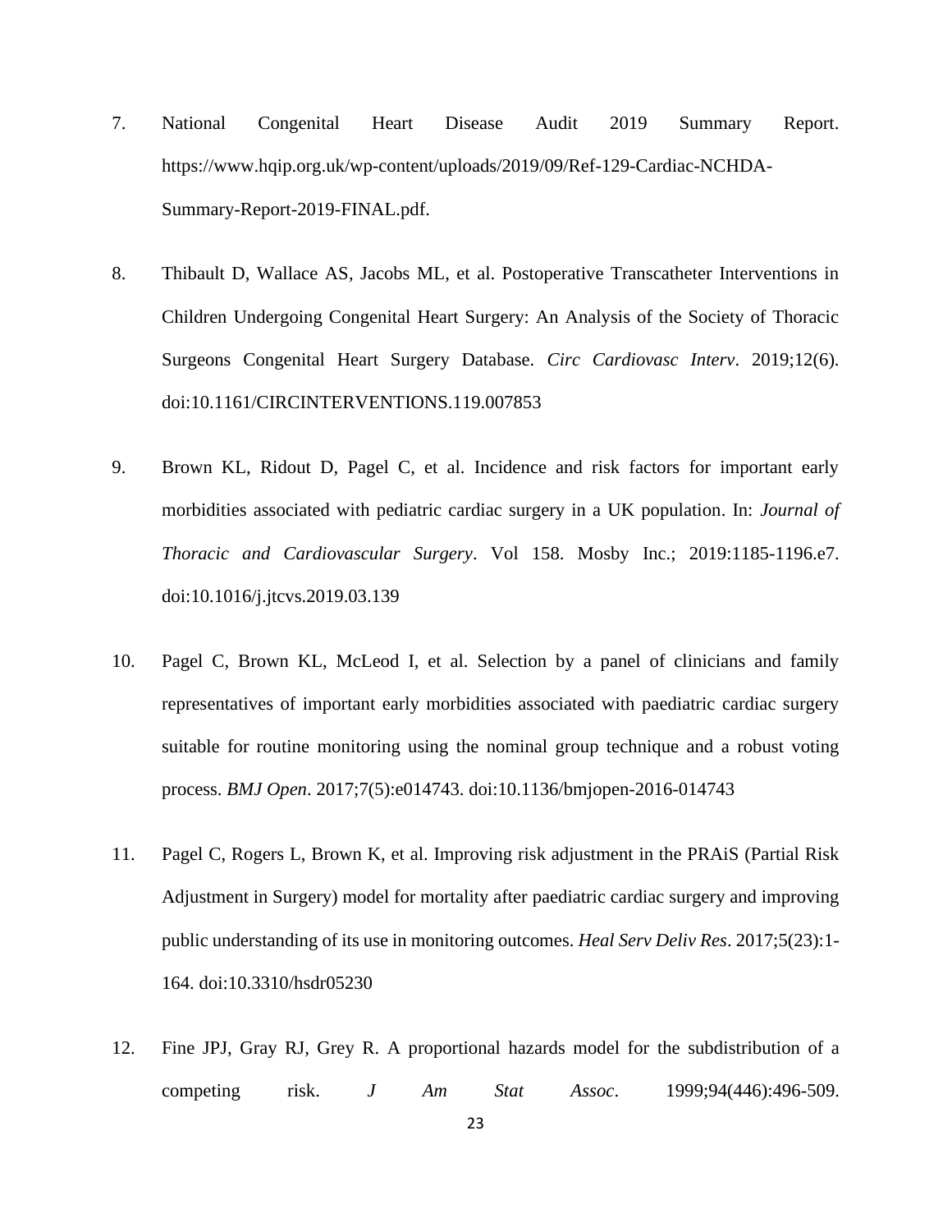7. National Congenital Heart Disease Audit 2019 Summary Report. https://www.hqip.org.uk/wp-content/uploads/2019/09/Ref-129-Cardiac-NCHDA-Summary-Report-2019-FINAL.pdf.

8. Thibault D, Wallace AS, Jacobs ML, et al. Postoperative Transcatheter Interventions in Children Undergoing Congenital Heart Surgery: An Analysis of the Society of Thoracic Surgeons Congenital Heart Surgery Database. *Circ Cardiovasc Interv*. 2019;12(6). doi:10.1161/CIRCINTERVENTIONS.119.007853

9. Brown KL, Ridout D, Pagel C, et al. Incidence and risk factors for important early morbidities associated with pediatric cardiac surgery in a UK population. In: *Journal of Thoracic and Cardiovascular Surgery*. Vol 158. Mosby Inc.; 2019:1185-1196.e7. doi:10.1016/j.jtcvs.2019.03.139

10. Pagel C, Brown KL, McLeod I, et al. Selection by a panel of clinicians and family representatives of important early morbidities associated with paediatric cardiac surgery suitable for routine monitoring using the nominal group technique and a robust voting process. *BMJ Open*. 2017;7(5):e014743. doi:10.1136/bmjopen-2016-014743

11. Pagel C, Rogers L, Brown K, et al. Improving risk adjustment in the PRAiS (Partial Risk Adjustment in Surgery) model for mortality after paediatric cardiac surgery and improving public understanding of its use in monitoring outcomes. *Heal Serv Deliv Res*. 2017;5(23):1-164. doi:10.3310/hsdr05230

12. Fine JPJ, Gray RJ, Grey R. A proportional hazards model for the subdistribution of a competing risk. *J Am Stat Assoc*. 1999;94(446):496-509.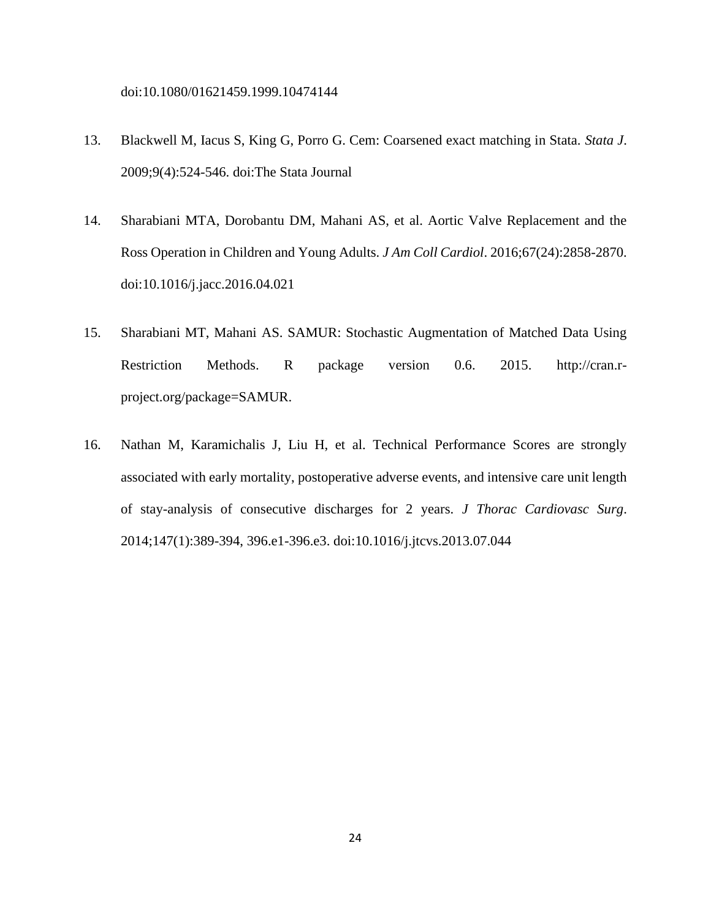doi:10.1080/01621459.1999.10474144

13. Blackwell M, Iacus S, King G, Porro G. Cem: Coarsened exact matching in Stata. *Stata J*. 2009;9(4):524-546. doi:The Stata Journal

14. Sharabiani MTA, Dorobantu DM, Mahani AS, et al. Aortic Valve Replacement and the Ross Operation in Children and Young Adults. *J Am Coll Cardiol*. 2016;67(24):2858-2870. doi:10.1016/j.jacc.2016.04.021

15. Sharabiani MT, Mahani AS. SAMUR: Stochastic Augmentation of Matched Data Using Restriction Methods. R package version 0.6. 2015. http://cran.r-project.org/package=SAMUR.

16. Nathan M, Karamichalis J, Liu H, et al. Technical Performance Scores are strongly associated with early mortality, postoperative adverse events, and intensive care unit length of stay-analysis of consecutive discharges for 2 years. *J Thorac Cardiovasc Surg*. 2014;147(1):389-394, 396.e1-396.e3. doi:10.1016/j.jtcvs.2013.07.044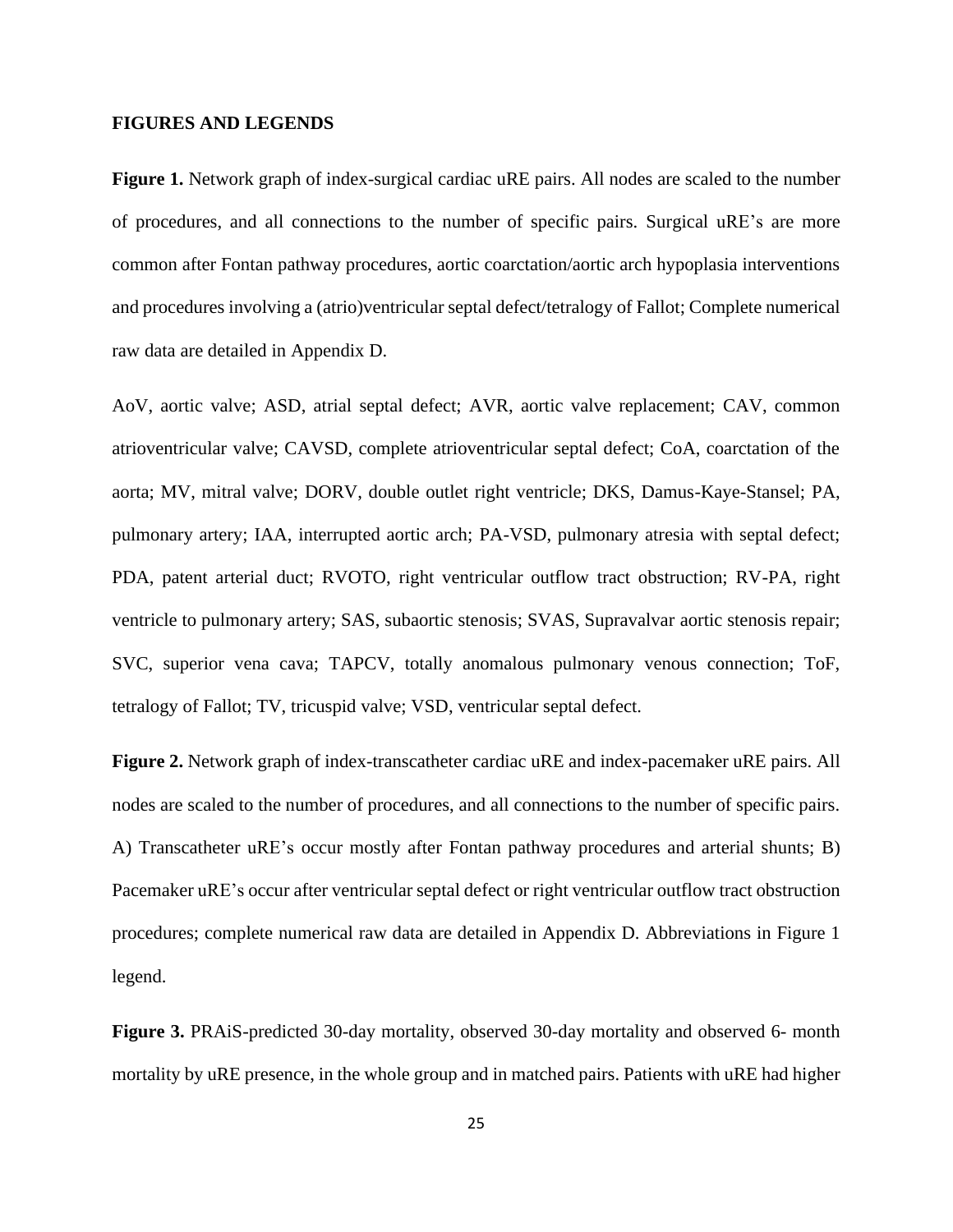**FIGURES AND LEGENDS**

**Figure 1.** Network graph of index-surgical cardiac uRE pairs. All nodes are scaled to the number of procedures, and all connections to the number of specific pairs. Surgical uRE's are more common after Fontan pathway procedures, aortic coarctation/aortic arch hypoplasia interventions and procedures involving a (atrio)ventricular septal defect/tetralogy of Fallot; Complete numerical raw data are detailed in Appendix D.

AoV, aortic valve; ASD, atrial septal defect; AVR, aortic valve replacement; CAV, common atrioventricular valve; CAVSD, complete atrioventricular septal defect; CoA, coarctation of the aorta; MV, mitral valve; DORV, double outlet right ventricle; DKS, Damus-Kaye-Stansel; PA, pulmonary artery; IAA, interrupted aortic arch; PA-VSD, pulmonary atresia with septal defect; PDA, patent arterial duct; RVOTO, right ventricular outflow tract obstruction; RV-PA, right ventricle to pulmonary artery; SAS, subaortic stenosis; SVAS, Supravalvar aortic stenosis repair; SVC, superior vena cava; TAPCV, totally anomalous pulmonary venous connection; ToF, tetralogy of Fallot; TV, tricuspid valve; VSD, ventricular septal defect.

**Figure 2.** Network graph of index-transcatheter cardiac uRE and index-pacemaker uRE pairs. All nodes are scaled to the number of procedures, and all connections to the number of specific pairs. A) Transcatheter uRE's occur mostly after Fontan pathway procedures and arterial shunts; B) Pacemaker uRE's occur after ventricular septal defect or right ventricular outflow tract obstruction procedures; complete numerical raw data are detailed in Appendix D. Abbreviations in Figure 1 legend.

**Figure 3.** PRAiS-predicted 30-day mortality, observed 30-day mortality and observed 6- month mortality by uRE presence, in the whole group and in matched pairs. Patients with uRE had higher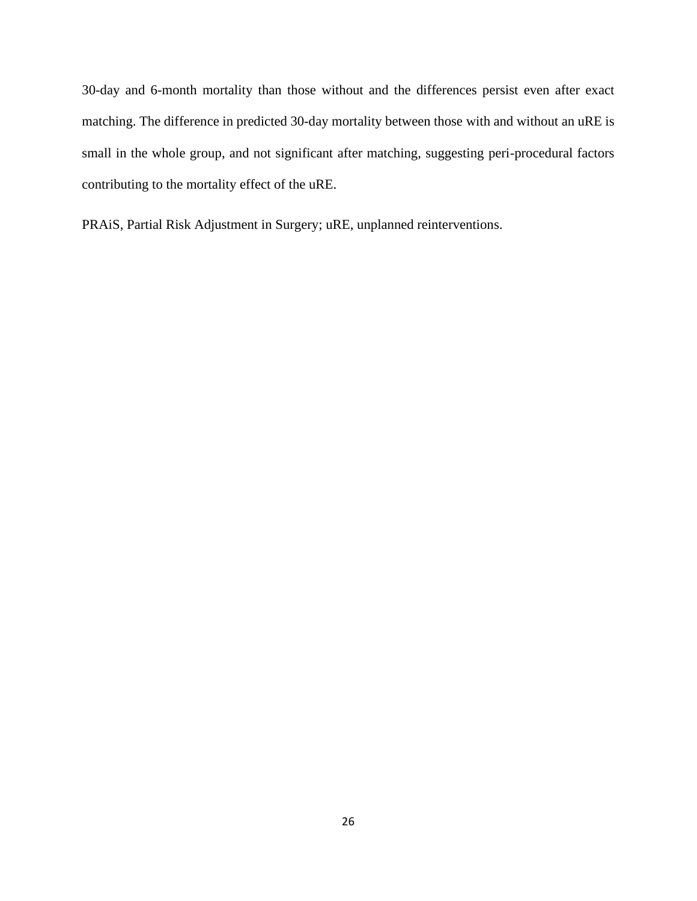30-day and 6-month mortality than those without and the differences persist even after exact matching. The difference in predicted 30-day mortality between those with and without an uRE is small in the whole group, and not significant after matching, suggesting peri-procedural factors contributing to the mortality effect of the uRE.

PRAiS, Partial Risk Adjustment in Surgery; uRE, unplanned reinterventions.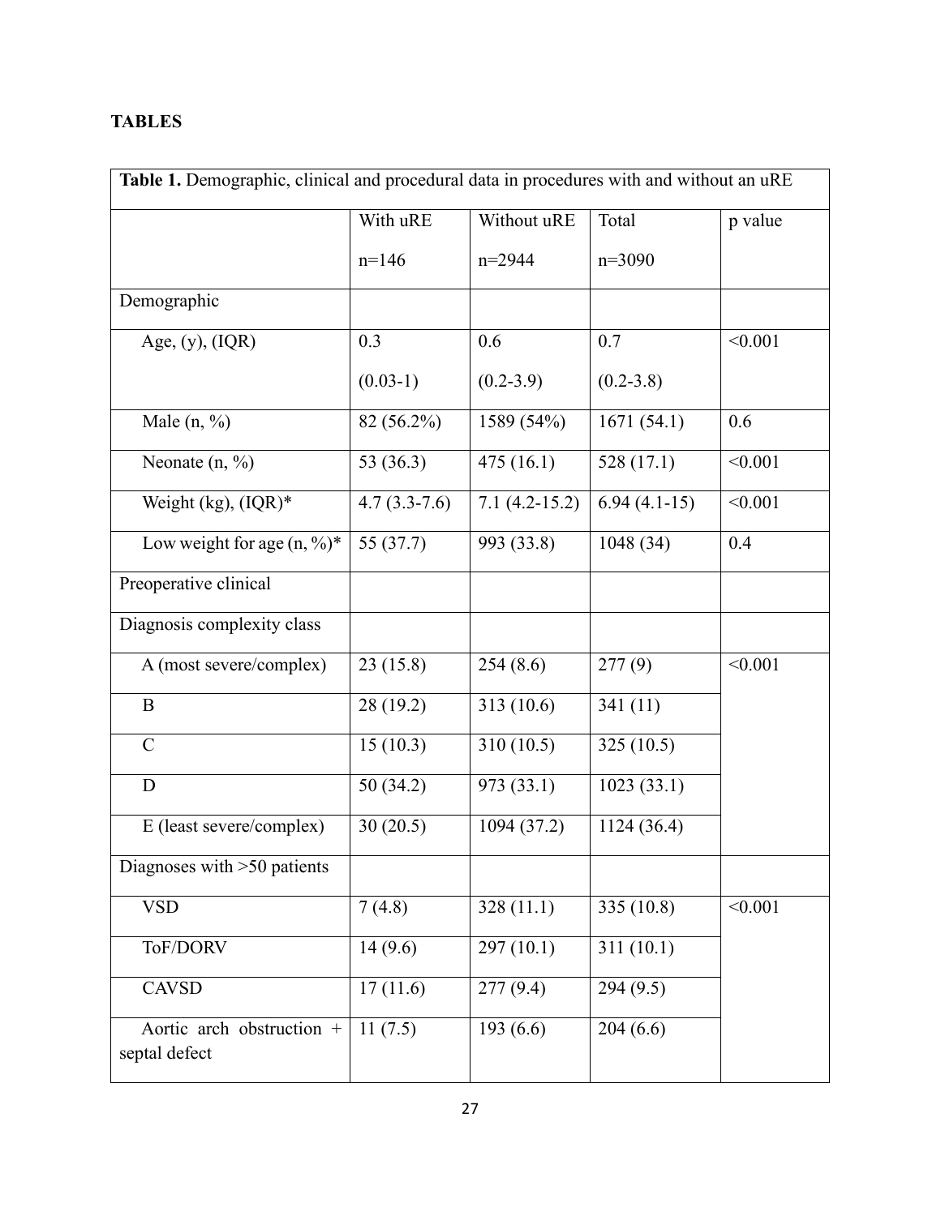**TABLES**

**Table 1.** Demographic, clinical and procedural data in procedures with and without an uRE

| | With uRE n=146 | Without uRE n=2944 | Total n=3090 | p value |
|---|---|---|---|---|
| Demographic | | | | |
| Age, (y), (IQR) | 0.3 (0.03-1) | 0.6 (0.2-3.9) | 0.7 (0.2-3.8) | <0.001 |
| Male (n, %) | 82 (56.2%) | 1589 (54%) | 1671 (54.1) | 0.6 |
| Neonate (n, %) | 53 (36.3) | 475 (16.1) | 528 (17.1) | <0.001 |
| Weight (kg), (IQR)* | 4.7 (3.3-7.6) | 7.1 (4.2-15.2) | 6.94 (4.1-15) | <0.001 |
| Low weight for age (n, %)* | 55 (37.7) | 993 (33.8) | 1048 (34) | 0.4 |
| Preoperative clinical | | | | |
| Diagnosis complexity class | | | | |
| A (most severe/complex) | 23 (15.8) | 254 (8.6) | 277 (9) | <0.001 |
| B | 28 (19.2) | 313 (10.6) | 341 (11) | |
| C | 15 (10.3) | 310 (10.5) | 325 (10.5) | |
| D | 50 (34.2) | 973 (33.1) | 1023 (33.1) | |
| E (least severe/complex) | 30 (20.5) | 1094 (37.2) | 1124 (36.4) | |
| Diagnoses with >50 patients | | | | |
| VSD | 7 (4.8) | 328 (11.1) | 335 (10.8) | <0.001 |
| ToF/DORV | 14 (9.6) | 297 (10.1) | 311 (10.1) | |
| CAVSD | 17 (11.6) | 277 (9.4) | 294 (9.5) | |
| Aortic arch obstruction + septal defect | 11 (7.5) | 193 (6.6) | 204 (6.6) | |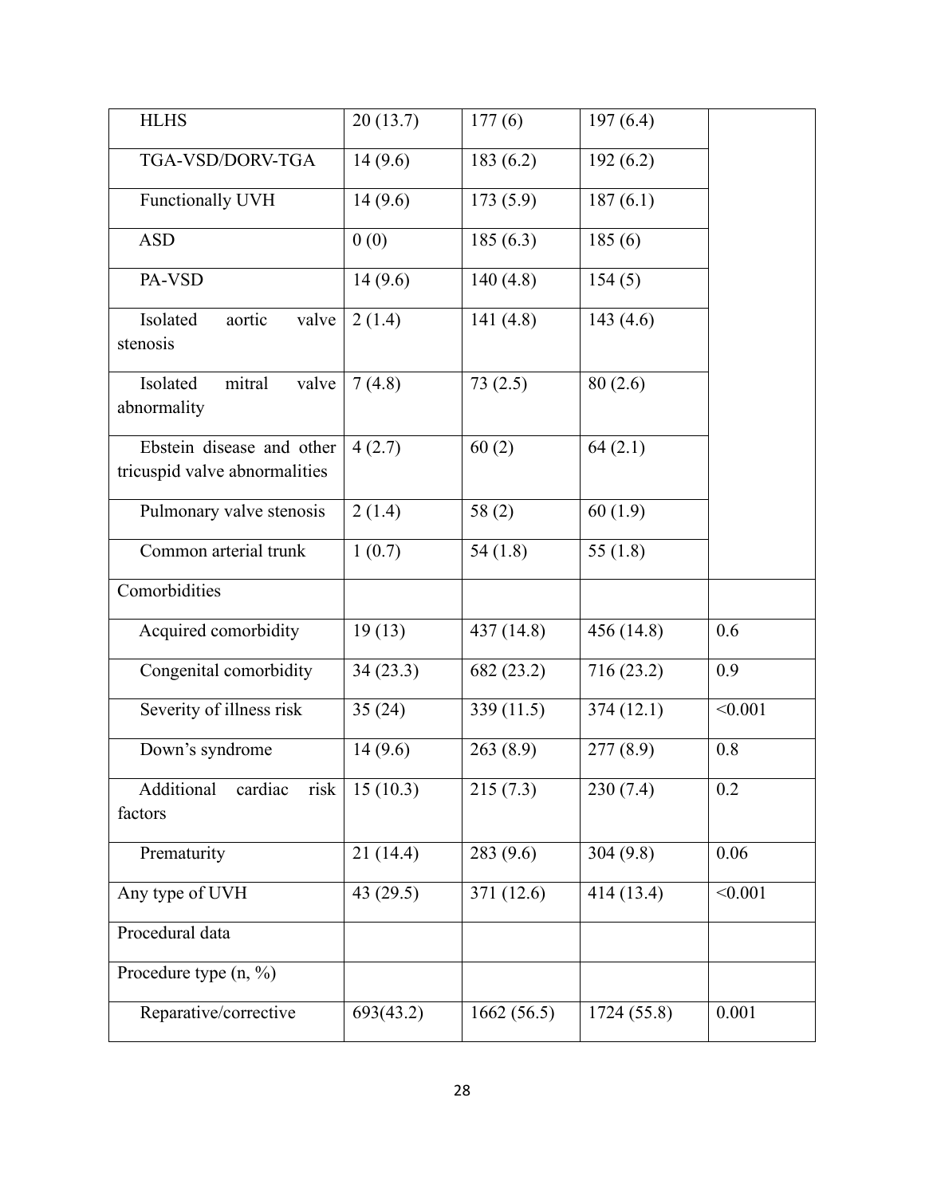| | | | | |
|---|---|---|---|---|
| HLHS | 20 (13.7) | 177 (6) | 197 (6.4) | |
| TGA-VSD/DORV-TGA | 14 (9.6) | 183 (6.2) | 192 (6.2) | |
| Functionally UVH | 14 (9.6) | 173 (5.9) | 187 (6.1) | |
| ASD | 0 (0) | 185 (6.3) | 185 (6) | |
| PA-VSD | 14 (9.6) | 140 (4.8) | 154 (5) | |
| Isolated aortic valve stenosis | 2 (1.4) | 141 (4.8) | 143 (4.6) | |
| Isolated mitral valve abnormality | 7 (4.8) | 73 (2.5) | 80 (2.6) | |
| Ebstein disease and other tricuspid valve abnormalities | 4 (2.7) | 60 (2) | 64 (2.1) | |
| Pulmonary valve stenosis | 2 (1.4) | 58 (2) | 60 (1.9) | |
| Common arterial trunk | 1 (0.7) | 54 (1.8) | 55 (1.8) | |
| Comorbidities | | | | |
| Acquired comorbidity | 19 (13) | 437 (14.8) | 456 (14.8) | 0.6 |
| Congenital comorbidity | 34 (23.3) | 682 (23.2) | 716 (23.2) | 0.9 |
| Severity of illness risk | 35 (24) | 339 (11.5) | 374 (12.1) | <0.001 |
| Down's syndrome | 14 (9.6) | 263 (8.9) | 277 (8.9) | 0.8 |
| Additional cardiac risk factors | 15 (10.3) | 215 (7.3) | 230 (7.4) | 0.2 |
| Prematurity | 21 (14.4) | 283 (9.6) | 304 (9.8) | 0.06 |
| Any type of UVH | 43 (29.5) | 371 (12.6) | 414 (13.4) | <0.001 |
| Procedural data | | | | |
| Procedure type (n, %) | | | | |
| Reparative/corrective | 693(43.2) | 1662 (56.5) | 1724 (55.8) | 0.001 |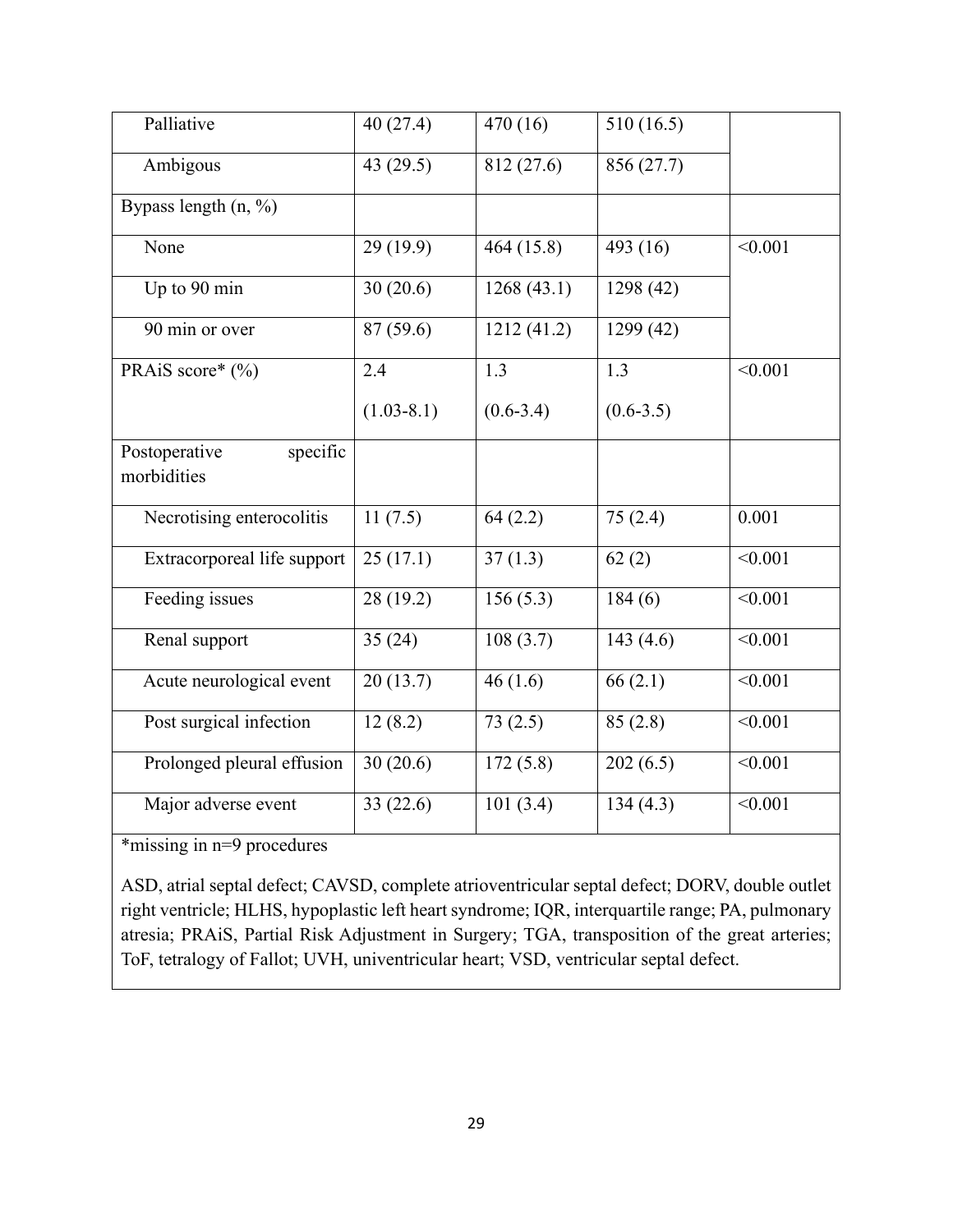| | | | | |
|---|---|---|---|---|
| Palliative | 40 (27.4) | 470 (16) | 510 (16.5) | |
| Ambigous | 43 (29.5) | 812 (27.6) | 856 (27.7) | |
| Bypass length (n, %) | | | | |
| None | 29 (19.9) | 464 (15.8) | 493 (16) | <0.001 |
| Up to 90 min | 30 (20.6) | 1268 (43.1) | 1298 (42) | |
| 90 min or over | 87 (59.6) | 1212 (41.2) | 1299 (42) | |
| PRAiS score* (%) | 2.4 (1.03-8.1) | 1.3 (0.6-3.4) | 1.3 (0.6-3.5) | <0.001 |
| Postoperative specific morbidities | | | | |
| Necrotising enterocolitis | 11 (7.5) | 64 (2.2) | 75 (2.4) | 0.001 |
| Extracorporeal life support | 25 (17.1) | 37 (1.3) | 62 (2) | <0.001 |
| Feeding issues | 28 (19.2) | 156 (5.3) | 184 (6) | <0.001 |
| Renal support | 35 (24) | 108 (3.7) | 143 (4.6) | <0.001 |
| Acute neurological event | 20 (13.7) | 46 (1.6) | 66 (2.1) | <0.001 |
| Post surgical infection | 12 (8.2) | 73 (2.5) | 85 (2.8) | <0.001 |
| Prolonged pleural effusion | 30 (20.6) | 172 (5.8) | 202 (6.5) | <0.001 |
| Major adverse event | 33 (22.6) | 101 (3.4) | 134 (4.3) | <0.001 |

*missing in n=9 procedures

ASD, atrial septal defect; CAVSD, complete atrioventricular septal defect; DORV, double outlet right ventricle; HLHS, hypoplastic left heart syndrome; IQR, interquartile range; PA, pulmonary atresia; PRAiS, Partial Risk Adjustment in Surgery; TGA, transposition of the great arteries; ToF, tetralogy of Fallot; UVH, univentricular heart; VSD, ventricular septal defect.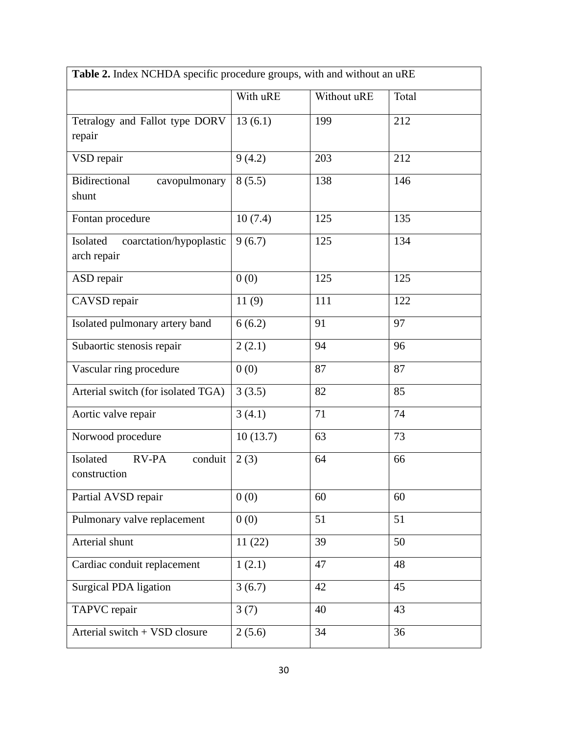**Table 2.** Index NCHDA specific procedure groups, with and without an uRE

| | With uRE | Without uRE | Total |
|---|---|---|---|
| Tetralogy and Fallot type DORV repair | 13 (6.1) | 199 | 212 |
| VSD repair | 9 (4.2) | 203 | 212 |
| Bidirectional cavopulmonary shunt | 8 (5.5) | 138 | 146 |
| Fontan procedure | 10 (7.4) | 125 | 135 |
| Isolated coarctation/hypoplastic arch repair | 9 (6.7) | 125 | 134 |
| ASD repair | 0 (0) | 125 | 125 |
| CAVSD repair | 11 (9) | 111 | 122 |
| Isolated pulmonary artery band | 6 (6.2) | 91 | 97 |
| Subaortic stenosis repair | 2 (2.1) | 94 | 96 |
| Vascular ring procedure | 0 (0) | 87 | 87 |
| Arterial switch (for isolated TGA) | 3 (3.5) | 82 | 85 |
| Aortic valve repair | 3 (4.1) | 71 | 74 |
| Norwood procedure | 10 (13.7) | 63 | 73 |
| Isolated RV-PA conduit construction | 2 (3) | 64 | 66 |
| Partial AVSD repair | 0 (0) | 60 | 60 |
| Pulmonary valve replacement | 0 (0) | 51 | 51 |
| Arterial shunt | 11 (22) | 39 | 50 |
| Cardiac conduit replacement | 1 (2.1) | 47 | 48 |
| Surgical PDA ligation | 3 (6.7) | 42 | 45 |
| TAPVC repair | 3 (7) | 40 | 43 |
| Arterial switch + VSD closure | 2 (5.6) | 34 | 36 |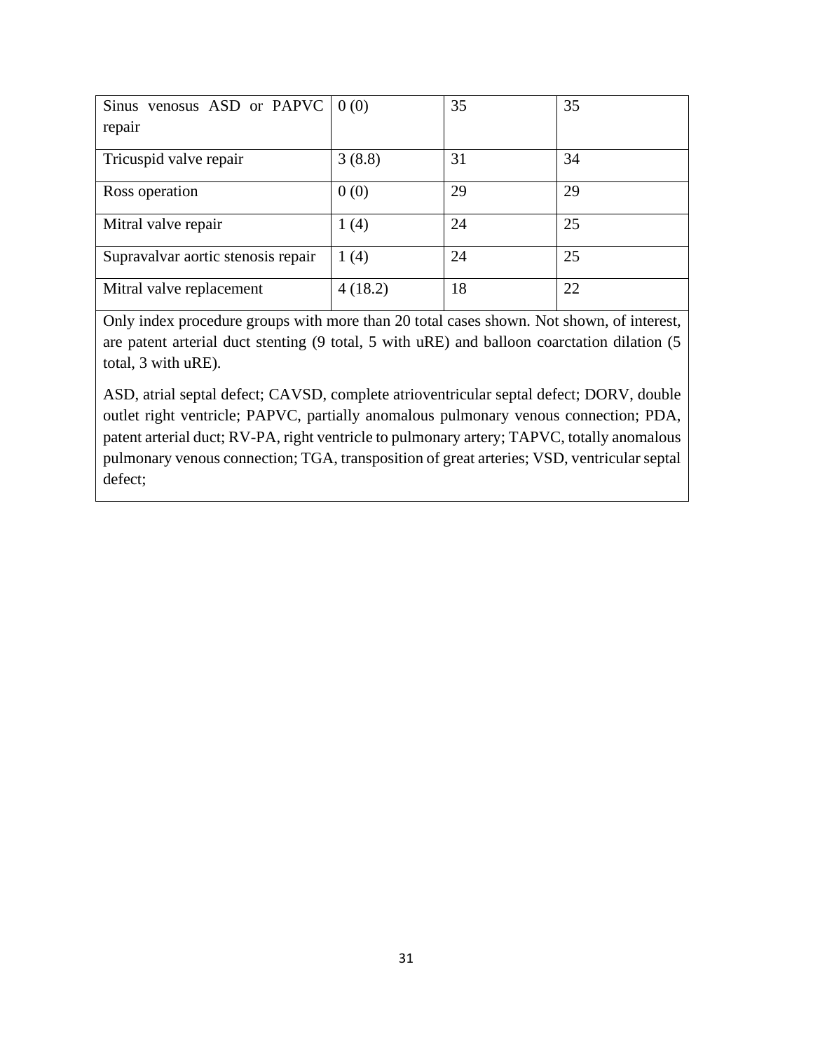| | | | |
|---|---|---|---|
| Sinus venosus ASD or PAPVC repair | 0 (0) | 35 | 35 |
| Tricuspid valve repair | 3 (8.8) | 31 | 34 |
| Ross operation | 0 (0) | 29 | 29 |
| Mitral valve repair | 1 (4) | 24 | 25 |
| Supravalvar aortic stenosis repair | 1 (4) | 24 | 25 |
| Mitral valve replacement | 4 (18.2) | 18 | 22 |

Only index procedure groups with more than 20 total cases shown. Not shown, of interest, are patent arterial duct stenting (9 total, 5 with uRE) and balloon coarctation dilation (5 total, 3 with uRE).

ASD, atrial septal defect; CAVSD, complete atrioventricular septal defect; DORV, double outlet right ventricle; PAPVC, partially anomalous pulmonary venous connection; PDA, patent arterial duct; RV-PA, right ventricle to pulmonary artery; TAPVC, totally anomalous pulmonary venous connection; TGA, transposition of great arteries; VSD, ventricular septal defect;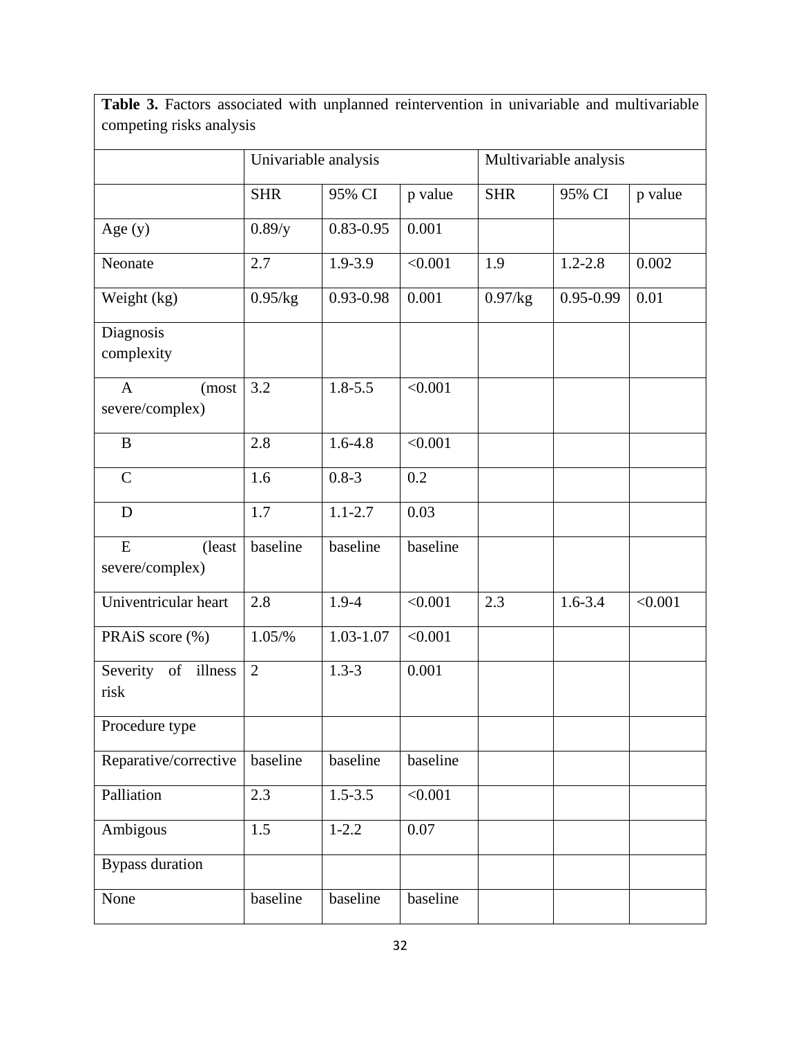**Table 3.** Factors associated with unplanned reintervention in univariable and multivariable competing risks analysis

| | Univariable analysis | | | Multivariable analysis | | |
|---|---|---|---|---|---|---|
| | SHR | 95% CI | p value | SHR | 95% CI | p value |
| Age (y) | 0.89/y | 0.83-0.95 | 0.001 | | | |
| Neonate | 2.7 | 1.9-3.9 | <0.001 | 1.9 | 1.2-2.8 | 0.002 |
| Weight (kg) | 0.95/kg | 0.93-0.98 | 0.001 | 0.97/kg | 0.95-0.99 | 0.01 |
| Diagnosis complexity | | | | | | |
| A (most severe/complex) | 3.2 | 1.8-5.5 | <0.001 | | | |
| B | 2.8 | 1.6-4.8 | <0.001 | | | |
| C | 1.6 | 0.8-3 | 0.2 | | | |
| D | 1.7 | 1.1-2.7 | 0.03 | | | |
| E (least severe/complex) | baseline | baseline | baseline | | | |
| Univentricular heart | 2.8 | 1.9-4 | <0.001 | 2.3 | 1.6-3.4 | <0.001 |
| PRAiS score (%) | 1.05/% | 1.03-1.07 | <0.001 | | | |
| Severity of illness risk | 2 | 1.3-3 | 0.001 | | | |
| Procedure type | | | | | | |
| Reparative/corrective | baseline | baseline | baseline | | | |
| Palliation | 2.3 | 1.5-3.5 | <0.001 | | | |
| Ambigous | 1.5 | 1-2.2 | 0.07 | | | |
| Bypass duration | | | | | | |
| None | baseline | baseline | baseline | | | |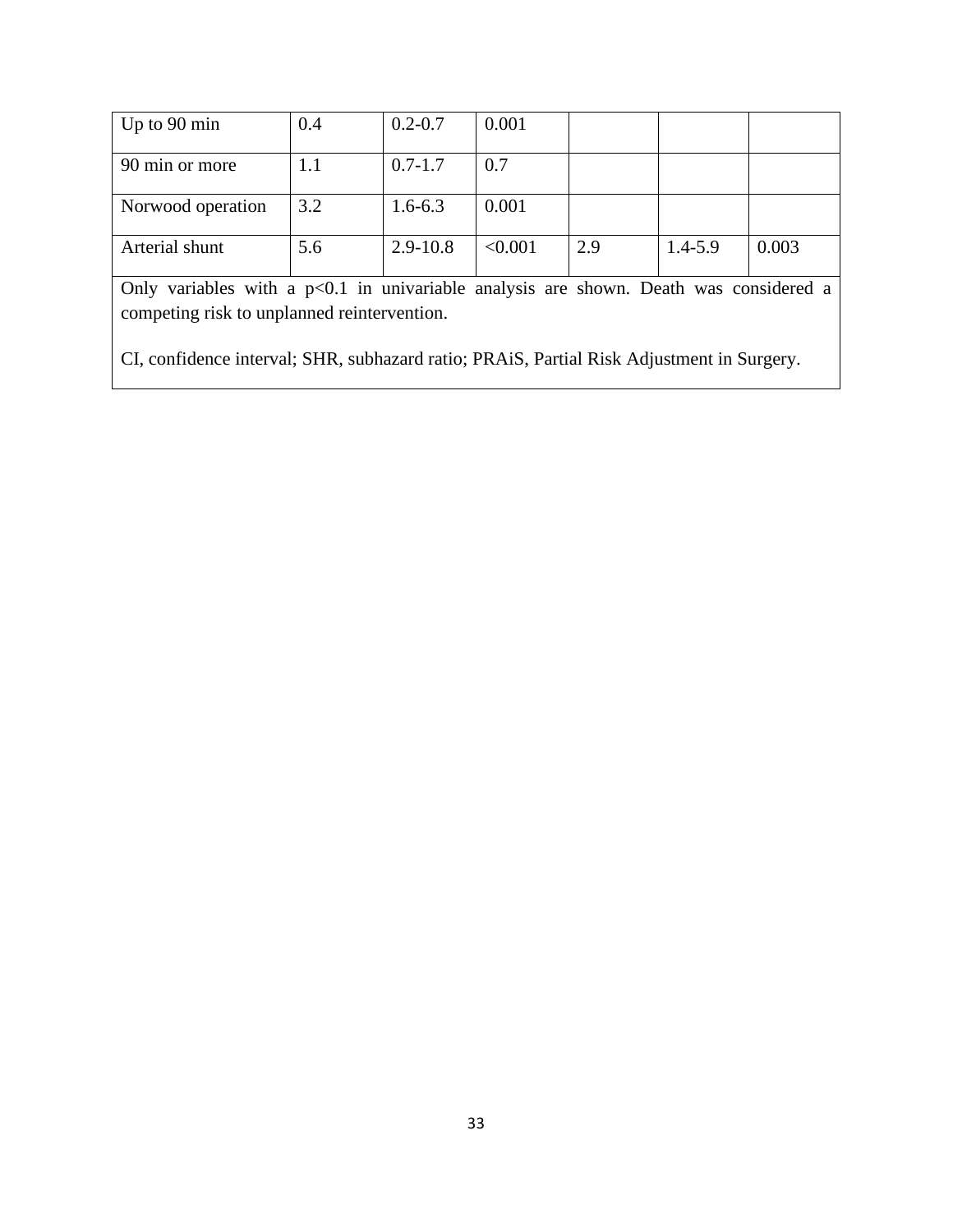| | | | | | | |
|---|---|---|---|---|---|---|
| Up to 90 min | 0.4 | 0.2-0.7 | 0.001 | | | |
| 90 min or more | 1.1 | 0.7-1.7 | 0.7 | | | |
| Norwood operation | 3.2 | 1.6-6.3 | 0.001 | | | |
| Arterial shunt | 5.6 | 2.9-10.8 | <0.001 | 2.9 | 1.4-5.9 | 0.003 |

Only variables with a p<0.1 in univariable analysis are shown. Death was considered a competing risk to unplanned reintervention.

CI, confidence interval; SHR, subhazard ratio; PRAiS, Partial Risk Adjustment in Surgery.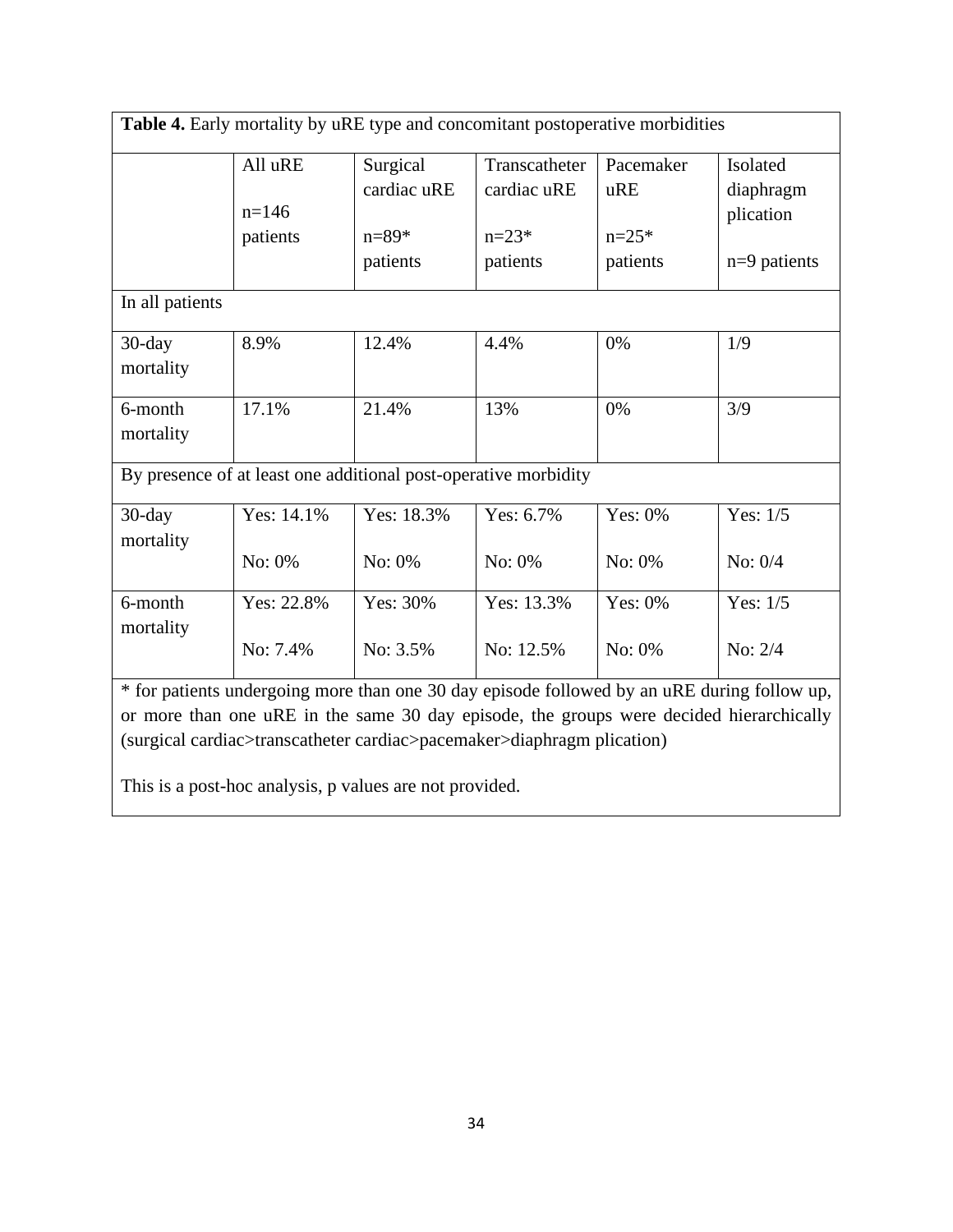**Table 4.** Early mortality by uRE type and concomitant postoperative morbidities

| | All uRE n=146 patients | Surgical cardiac uRE n=89* patients | Transcatheter cardiac uRE n=23* patients | Pacemaker uRE n=25* patients | Isolated diaphragm plication n=9 patients |
|---|---|---|---|---|---|
| In all patients | | | | | |
| 30-day mortality | 8.9% | 12.4% | 4.4% | 0% | 1/9 |
| 6-month mortality | 17.1% | 21.4% | 13% | 0% | 3/9 |
| By presence of at least one additional post-operative morbidity | | | | | |
| 30-day mortality | Yes: 14.1% No: 0% | Yes: 18.3% No: 0% | Yes: 6.7% No: 0% | Yes: 0% No: 0% | Yes: 1/5 No: 0/4 |
| 6-month mortality | Yes: 22.8% No: 7.4% | Yes: 30% No: 3.5% | Yes: 13.3% No: 12.5% | Yes: 0% No: 0% | Yes: 1/5 No: 2/4 |

* for patients undergoing more than one 30 day episode followed by an uRE during follow up, or more than one uRE in the same 30 day episode, the groups were decided hierarchically (surgical cardiac>transcatheter cardiac>pacemaker>diaphragm plication)

This is a post-hoc analysis, p values are not provided.